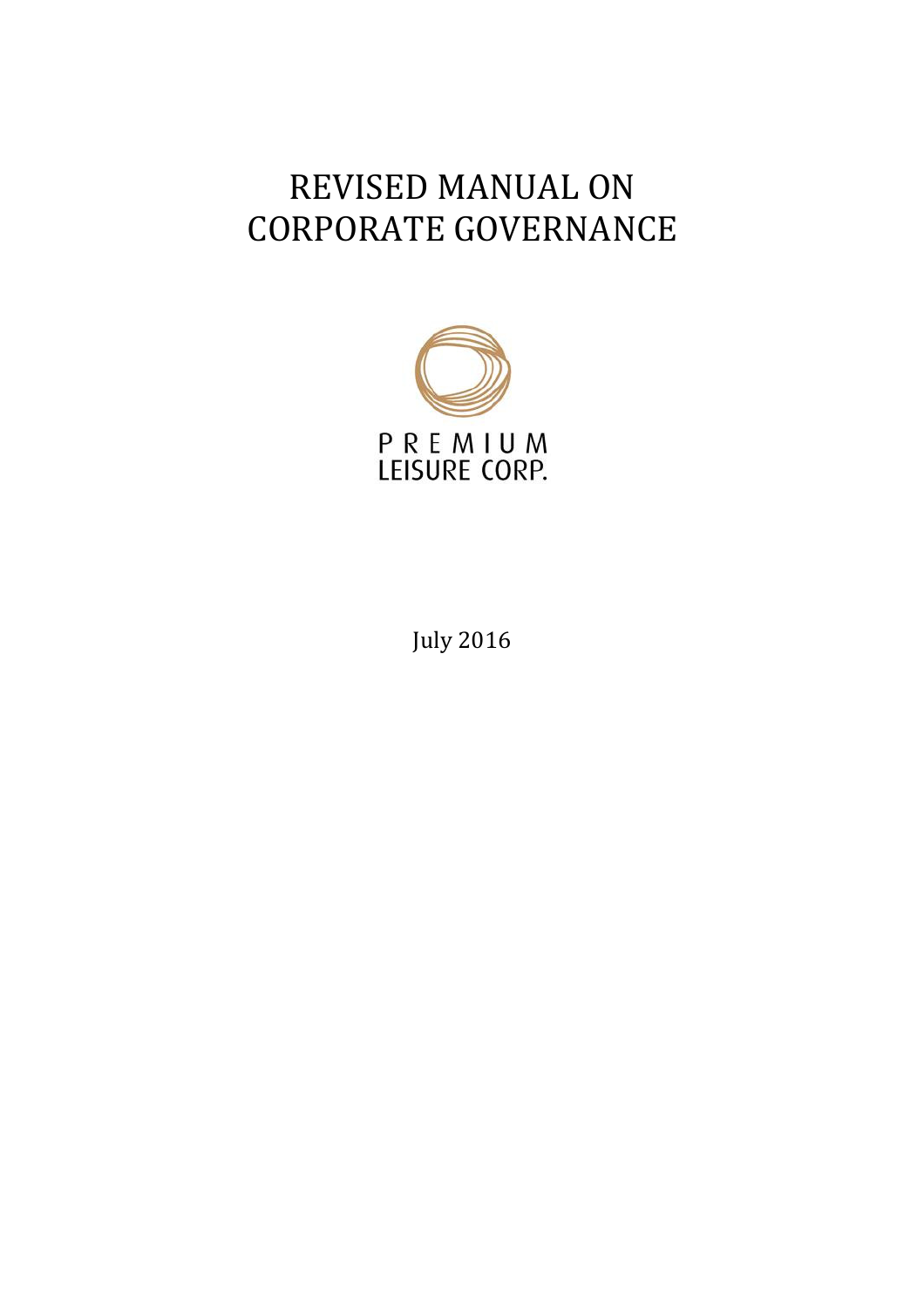# REVISED MANUAL ON CORPORATE GOVERNANCE

PREMIUM
LEISURE CORP.

July 2016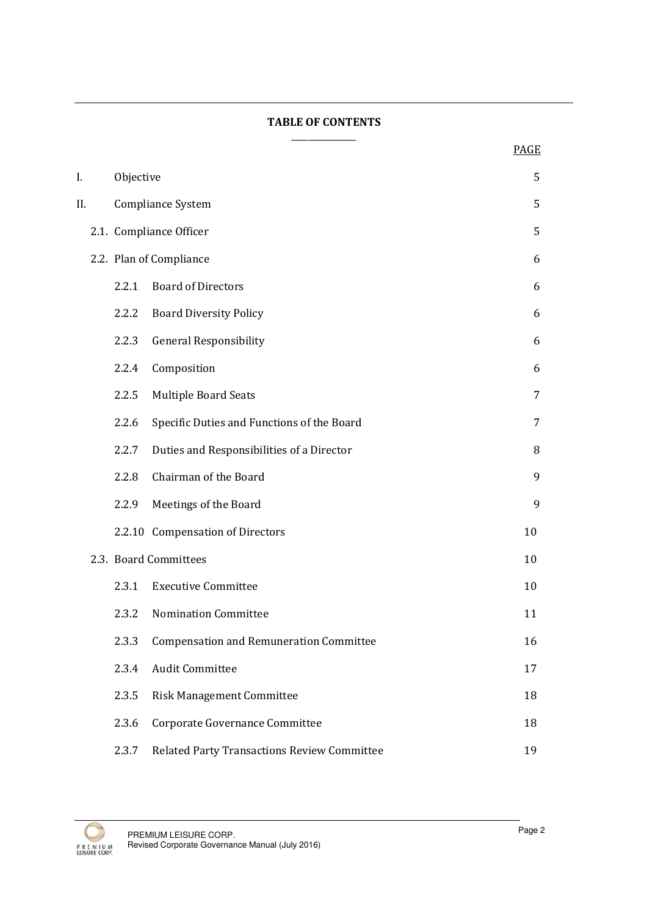**TABLE OF CONTENTS**

| | | PAGE |
|---|---|---|
| I. | Objective | 5 |
| II. | Compliance System | 5 |
| | 2.1. Compliance Officer | 5 |
| | 2.2. Plan of Compliance | 6 |
| | 2.2.1 Board of Directors | 6 |
| | 2.2.2 Board Diversity Policy | 6 |
| | 2.2.3 General Responsibility | 6 |
| | 2.2.4 Composition | 6 |
| | 2.2.5 Multiple Board Seats | 7 |
| | 2.2.6 Specific Duties and Functions of the Board | 7 |
| | 2.2.7 Duties and Responsibilities of a Director | 8 |
| | 2.2.8 Chairman of the Board | 9 |
| | 2.2.9 Meetings of the Board | 9 |
| | 2.2.10 Compensation of Directors | 10 |
| | 2.3. Board Committees | 10 |
| | 2.3.1 Executive Committee | 10 |
| | 2.3.2 Nomination Committee | 11 |
| | 2.3.3 Compensation and Remuneration Committee | 16 |
| | 2.3.4 Audit Committee | 17 |
| | 2.3.5 Risk Management Committee | 18 |
| | 2.3.6 Corporate Governance Committee | 18 |
| | 2.3.7 Related Party Transactions Review Committee | 19 |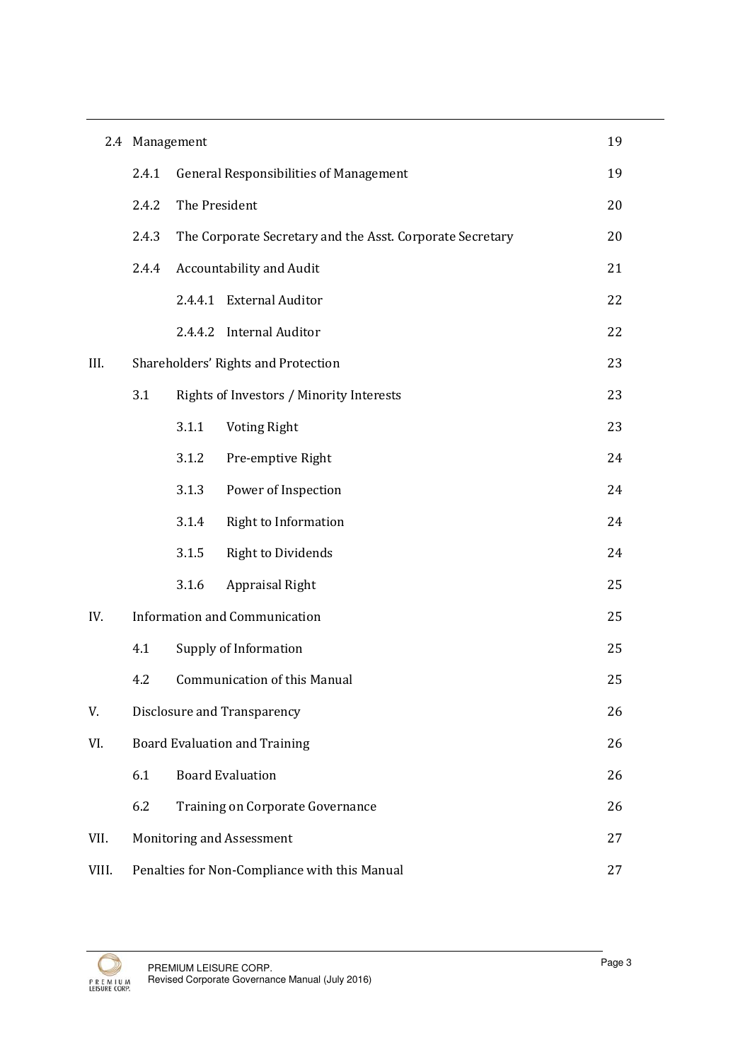| | | | |
|---|---|---|---|
| 2.4 | Management | | 19 |
| | 2.4.1 | General Responsibilities of Management | 19 |
| | 2.4.2 | The President | 20 |
| | 2.4.3 | The Corporate Secretary and the Asst. Corporate Secretary | 20 |
| | 2.4.4 | Accountability and Audit | 21 |
| | | 2.4.4.1 External Auditor | 22 |
| | | 2.4.4.2 Internal Auditor | 22 |
| III. | Shareholders' Rights and Protection | | 23 |
| | 3.1 | Rights of Investors / Minority Interests | 23 |
| | | 3.1.1 Voting Right | 23 |
| | | 3.1.2 Pre-emptive Right | 24 |
| | | 3.1.3 Power of Inspection | 24 |
| | | 3.1.4 Right to Information | 24 |
| | | 3.1.5 Right to Dividends | 24 |
| | | 3.1.6 Appraisal Right | 25 |
| IV. | Information and Communication | | 25 |
| | 4.1 | Supply of Information | 25 |
| | 4.2 | Communication of this Manual | 25 |
| V. | Disclosure and Transparency | | 26 |
| VI. | Board Evaluation and Training | | 26 |
| | 6.1 | Board Evaluation | 26 |
| | 6.2 | Training on Corporate Governance | 26 |
| VII. | Monitoring and Assessment | | 27 |
| VIII. | Penalties for Non-Compliance with this Manual | | 27 |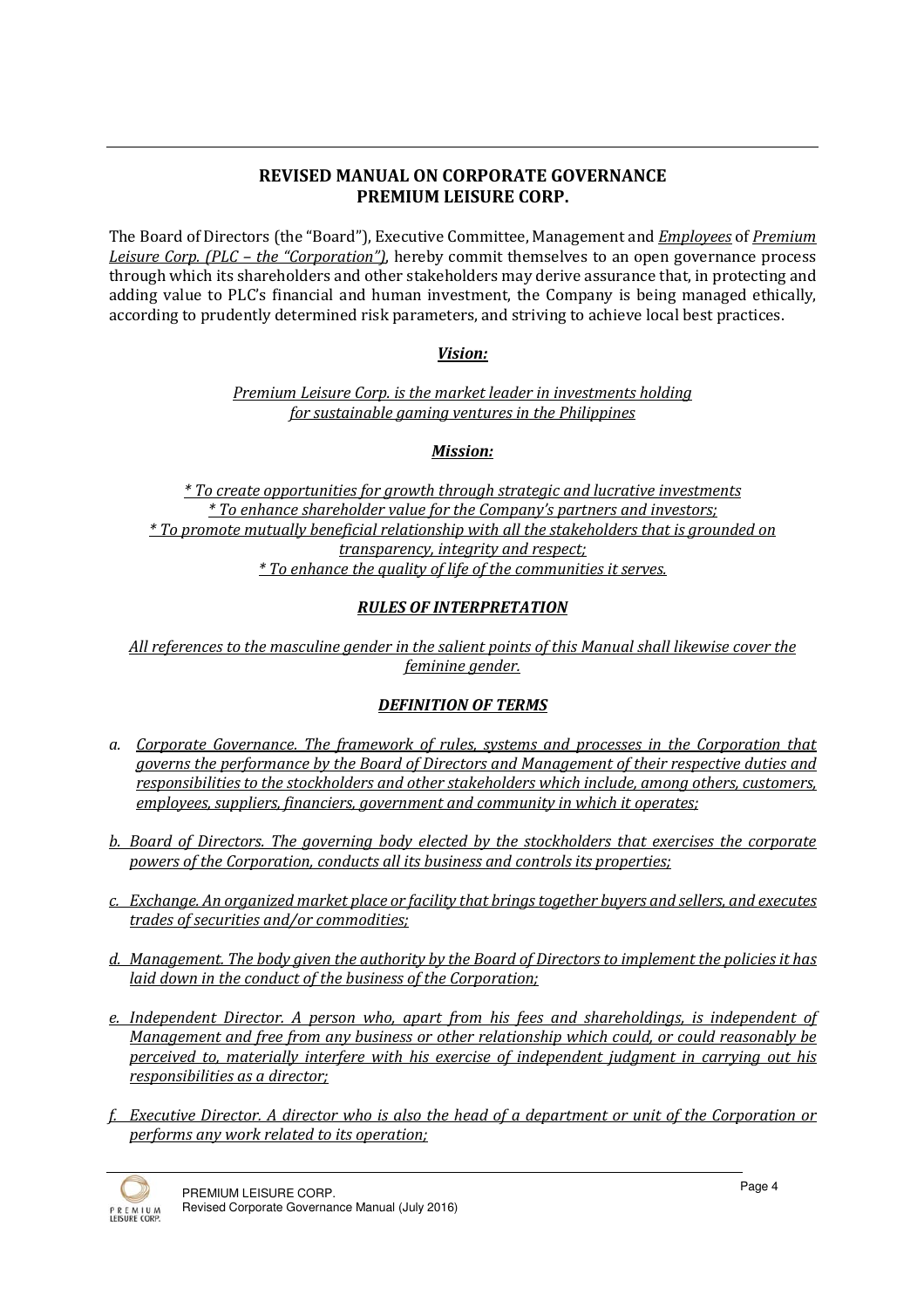# REVISED MANUAL ON CORPORATE GOVERNANCE
# PREMIUM LEISURE CORP.

The Board of Directors (the "Board"), Executive Committee, Management and *Employees* of *Premium Leisure Corp. (PLC – the "Corporation")*, hereby commit themselves to an open governance process through which its shareholders and other stakeholders may derive assurance that, in protecting and adding value to PLC's financial and human investment, the Company is being managed ethically, according to prudently determined risk parameters, and striving to achieve local best practices.

## *Vision:*

*Premium Leisure Corp. is the market leader in investments holding for sustainable gaming ventures in the Philippines*

## *Mission:*

*\* To create opportunities for growth through strategic and lucrative investments*
*\* To enhance shareholder value for the Company's partners and investors;*
*\* To promote mutually beneficial relationship with all the stakeholders that is grounded on transparency, integrity and respect;*
*\* To enhance the quality of life of the communities it serves.*

## *RULES OF INTERPRETATION*

*All references to the masculine gender in the salient points of this Manual shall likewise cover the feminine gender.*

## *DEFINITION OF TERMS*

a. *Corporate Governance. The framework of rules, systems and processes in the Corporation that governs the performance by the Board of Directors and Management of their respective duties and responsibilities to the stockholders and other stakeholders which include, among others, customers, employees, suppliers, financiers, government and community in which it operates;*

b. *Board of Directors. The governing body elected by the stockholders that exercises the corporate powers of the Corporation, conducts all its business and controls its properties;*

c. *Exchange. An organized market place or facility that brings together buyers and sellers, and executes trades of securities and/or commodities;*

d. *Management. The body given the authority by the Board of Directors to implement the policies it has laid down in the conduct of the business of the Corporation;*

e. *Independent Director. A person who, apart from his fees and shareholdings, is independent of Management and free from any business or other relationship which could, or could reasonably be perceived to, materially interfere with his exercise of independent judgment in carrying out his responsibilities as a director;*

f. *Executive Director. A director who is also the head of a department or unit of the Corporation or performs any work related to its operation;*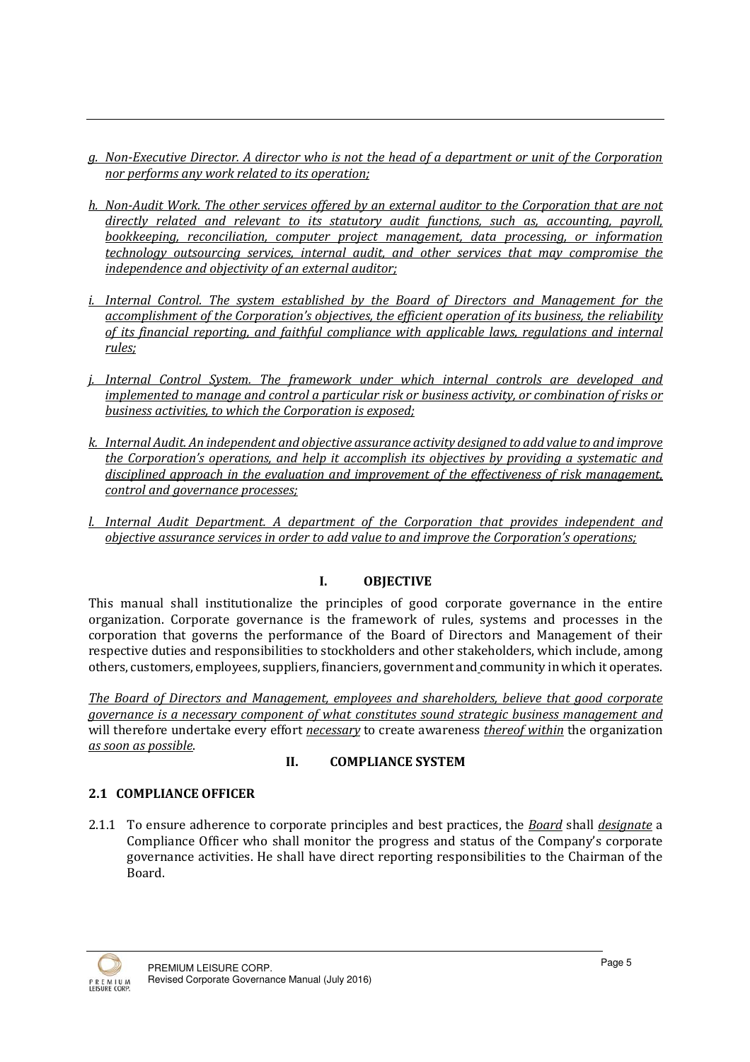*g. Non-Executive Director. A director who is not the head of a department or unit of the Corporation nor performs any work related to its operation;*

*h. Non-Audit Work. The other services offered by an external auditor to the Corporation that are not directly related and relevant to its statutory audit functions, such as, accounting, payroll, bookkeeping, reconciliation, computer project management, data processing, or information technology outsourcing services, internal audit, and other services that may compromise the independence and objectivity of an external auditor;*

*i. Internal Control. The system established by the Board of Directors and Management for the accomplishment of the Corporation's objectives, the efficient operation of its business, the reliability of its financial reporting, and faithful compliance with applicable laws, regulations and internal rules;*

*j. Internal Control System. The framework under which internal controls are developed and implemented to manage and control a particular risk or business activity, or combination of risks or business activities, to which the Corporation is exposed;*

*k. Internal Audit. An independent and objective assurance activity designed to add value to and improve the Corporation's operations, and help it accomplish its objectives by providing a systematic and disciplined approach in the evaluation and improvement of the effectiveness of risk management, control and governance processes;*

*l. Internal Audit Department. A department of the Corporation that provides independent and objective assurance services in order to add value to and improve the Corporation's operations;*

## I. OBJECTIVE

This manual shall institutionalize the principles of good corporate governance in the entire organization. Corporate governance is the framework of rules, systems and processes in the corporation that governs the performance of the Board of Directors and Management of their respective duties and responsibilities to stockholders and other stakeholders, which include, among others, customers, employees, suppliers, financiers, government and community in which it operates.

*The Board of Directors and Management, employees and shareholders, believe that good corporate governance is a necessary component of what constitutes sound strategic business management and* will therefore undertake every effort *necessary* to create awareness *thereof within* the organization *as soon as possible*.

## II. COMPLIANCE SYSTEM

### 2.1 COMPLIANCE OFFICER

2.1.1 To ensure adherence to corporate principles and best practices, the *Board* shall *designate* a Compliance Officer who shall monitor the progress and status of the Company's corporate governance activities. He shall have direct reporting responsibilities to the Chairman of the Board.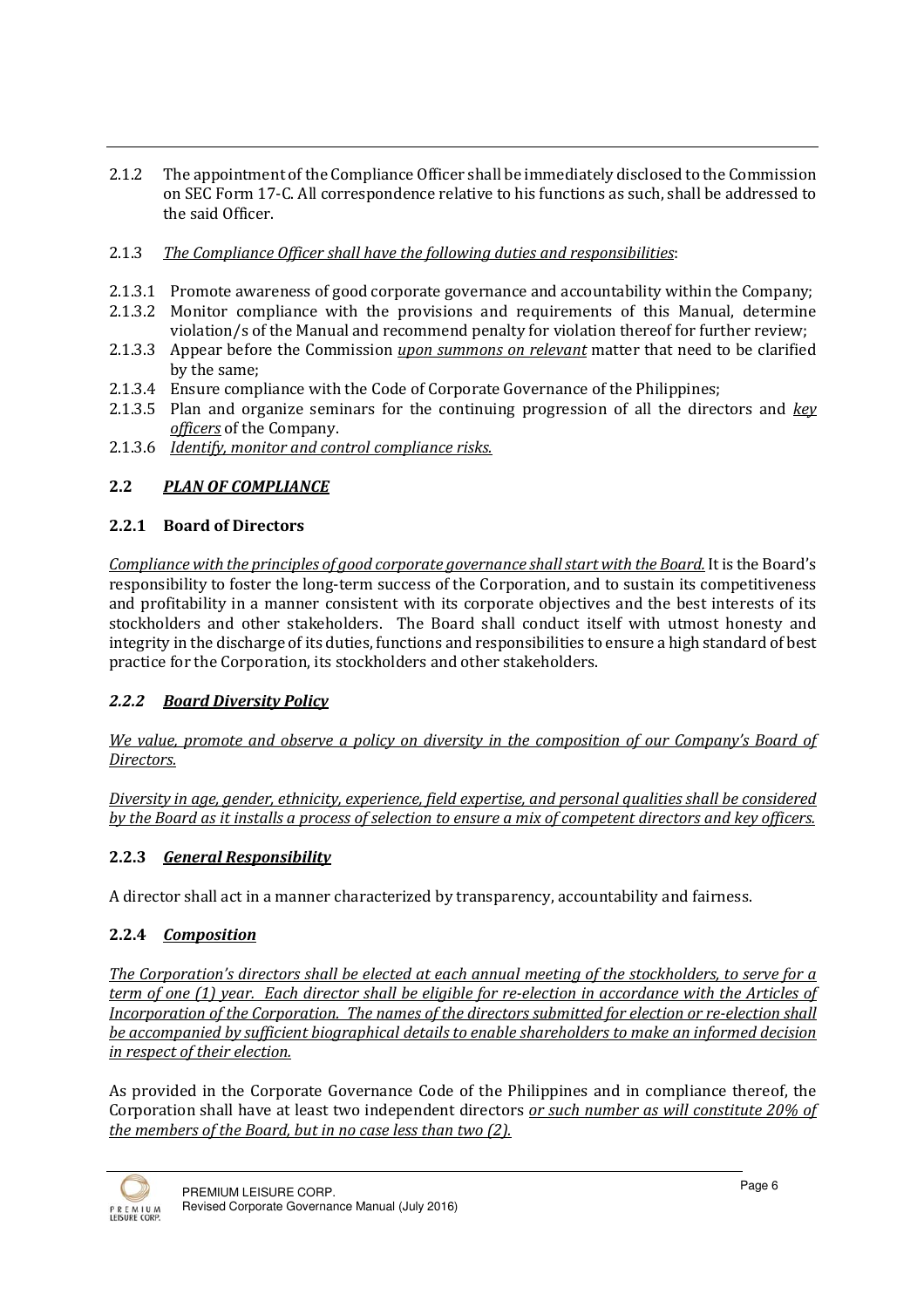2.1.2 The appointment of the Compliance Officer shall be immediately disclosed to the Commission on SEC Form 17-C. All correspondence relative to his functions as such, shall be addressed to the said Officer.

2.1.3 *The Compliance Officer shall have the following duties and responsibilities*:

2.1.3.1 Promote awareness of good corporate governance and accountability within the Company;
2.1.3.2 Monitor compliance with the provisions and requirements of this Manual, determine violation/s of the Manual and recommend penalty for violation thereof for further review;
2.1.3.3 Appear before the Commission *upon summons on relevant* matter that need to be clarified by the same;
2.1.3.4 Ensure compliance with the Code of Corporate Governance of the Philippines;
2.1.3.5 Plan and organize seminars for the continuing progression of all the directors and *key officers* of the Company.
2.1.3.6 *Identify, monitor and control compliance risks.*

## 2.2 *PLAN OF COMPLIANCE*

### 2.2.1 Board of Directors

*Compliance with the principles of good corporate governance shall start with the Board.* It is the Board's responsibility to foster the long-term success of the Corporation, and to sustain its competitiveness and profitability in a manner consistent with its corporate objectives and the best interests of its stockholders and other stakeholders. The Board shall conduct itself with utmost honesty and integrity in the discharge of its duties, functions and responsibilities to ensure a high standard of best practice for the Corporation, its stockholders and other stakeholders.

### *2.2.2 Board Diversity Policy*

*We value, promote and observe a policy on diversity in the composition of our Company's Board of Directors.*

*Diversity in age, gender, ethnicity, experience, field expertise, and personal qualities shall be considered by the Board as it installs a process of selection to ensure a mix of competent directors and key officers.*

### 2.2.3 *General Responsibility*

A director shall act in a manner characterized by transparency, accountability and fairness.

### 2.2.4 *Composition*

*The Corporation's directors shall be elected at each annual meeting of the stockholders, to serve for a term of one (1) year. Each director shall be eligible for re-election in accordance with the Articles of Incorporation of the Corporation. The names of the directors submitted for election or re-election shall be accompanied by sufficient biographical details to enable shareholders to make an informed decision in respect of their election.*

As provided in the Corporate Governance Code of the Philippines and in compliance thereof, the Corporation shall have at least two independent directors *or such number as will constitute 20% of the members of the Board, but in no case less than two (2).*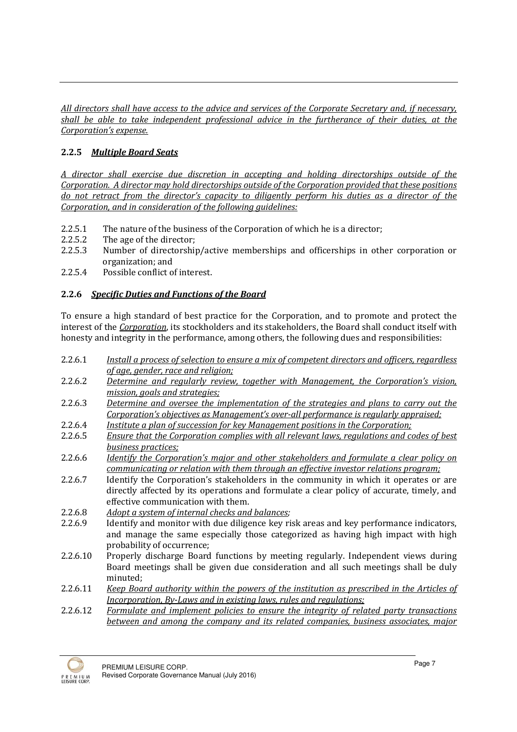*All directors shall have access to the advice and services of the Corporate Secretary and, if necessary, shall be able to take independent professional advice in the furtherance of their duties, at the Corporation's expense.*

### 2.2.5 *Multiple Board Seats*

*A director shall exercise due discretion in accepting and holding directorships outside of the Corporation. A director may hold directorships outside of the Corporation provided that these positions do not retract from the director's capacity to diligently perform his duties as a director of the Corporation, and in consideration of the following guidelines:*

- 2.2.5.1 The nature of the business of the Corporation of which he is a director;
- 2.2.5.2 The age of the director;
- 2.2.5.3 Number of directorship/active memberships and officerships in other corporation or organization; and
- 2.2.5.4 Possible conflict of interest.

### 2.2.6 *Specific Duties and Functions of the Board*

To ensure a high standard of best practice for the Corporation, and to promote and protect the interest of the *Corporation*, its stockholders and its stakeholders, the Board shall conduct itself with honesty and integrity in the performance, among others, the following dues and responsibilities:

- 2.2.6.1 *Install a process of selection to ensure a mix of competent directors and officers, regardless of age, gender, race and religion;*
- 2.2.6.2 *Determine and regularly review, together with Management, the Corporation's vision, mission, goals and strategies;*
- 2.2.6.3 *Determine and oversee the implementation of the strategies and plans to carry out the Corporation's objectives as Management's over-all performance is regularly appraised;*
- 2.2.6.4 *Institute a plan of succession for key Management positions in the Corporation;*
- 2.2.6.5 *Ensure that the Corporation complies with all relevant laws, regulations and codes of best business practices;*
- 2.2.6.6 *Identify the Corporation's major and other stakeholders and formulate a clear policy on communicating or relation with them through an effective investor relations program;*
- 2.2.6.7 Identify the Corporation's stakeholders in the community in which it operates or are directly affected by its operations and formulate a clear policy of accurate, timely, and effective communication with them.
- 2.2.6.8 *Adopt a system of internal checks and balances;*
- 2.2.6.9 Identify and monitor with due diligence key risk areas and key performance indicators, and manage the same especially those categorized as having high impact with high probability of occurrence;
- 2.2.6.10 Properly discharge Board functions by meeting regularly. Independent views during Board meetings shall be given due consideration and all such meetings shall be duly minuted;
- 2.2.6.11 *Keep Board authority within the powers of the institution as prescribed in the Articles of Incorporation, By-Laws and in existing laws, rules and regulations;*
- 2.2.6.12 *Formulate and implement policies to ensure the integrity of related party transactions between and among the company and its related companies, business associates, major*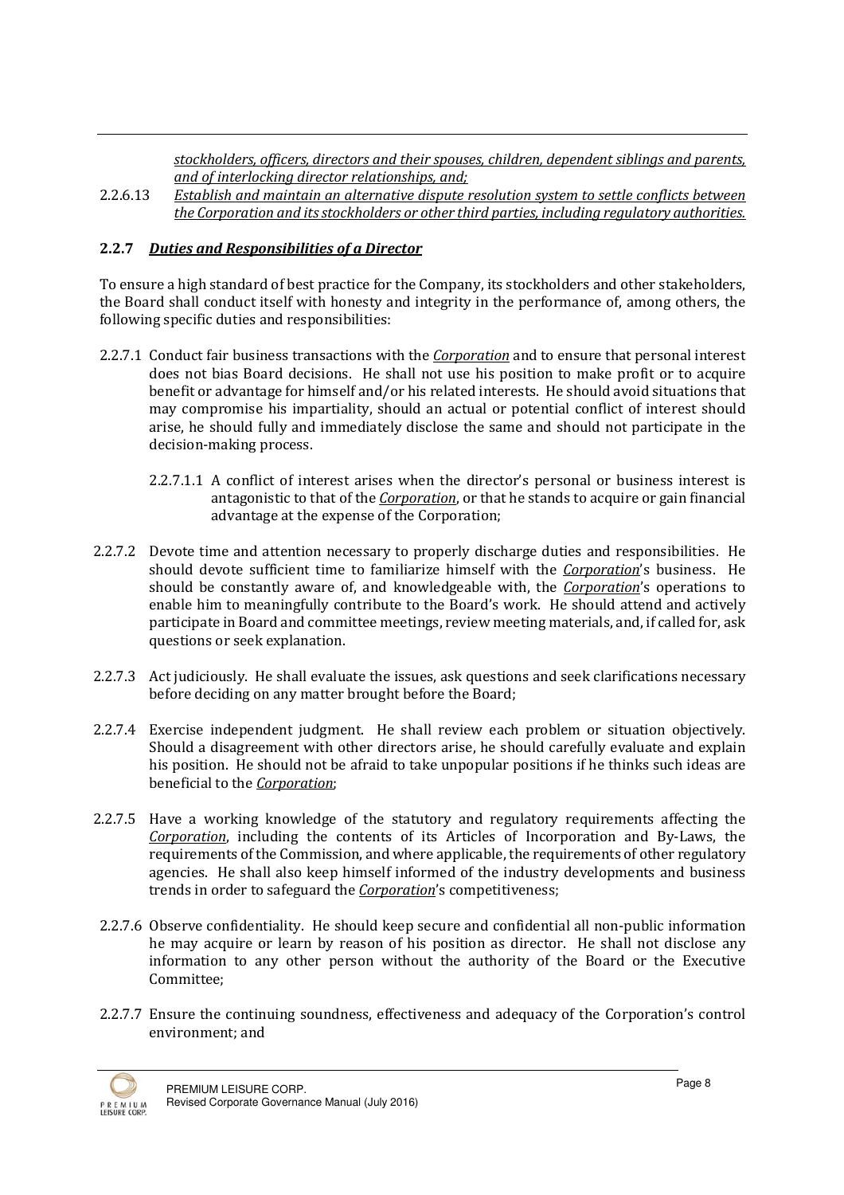*stockholders, officers, directors and their spouses, children, dependent siblings and parents, and of interlocking director relationships, and;*

2.2.6.13 *Establish and maintain an alternative dispute resolution system to settle conflicts between the Corporation and its stockholders or other third parties, including regulatory authorities.*

### 2.2.7 ***Duties and Responsibilities of a Director***

To ensure a high standard of best practice for the Company, its stockholders and other stakeholders, the Board shall conduct itself with honesty and integrity in the performance of, among others, the following specific duties and responsibilities:

2.2.7.1 Conduct fair business transactions with the *Corporation* and to ensure that personal interest does not bias Board decisions. He shall not use his position to make profit or to acquire benefit or advantage for himself and/or his related interests. He should avoid situations that may compromise his impartiality, should an actual or potential conflict of interest should arise, he should fully and immediately disclose the same and should not participate in the decision-making process.

2.2.7.1.1 A conflict of interest arises when the director's personal or business interest is antagonistic to that of the *Corporation*, or that he stands to acquire or gain financial advantage at the expense of the Corporation;

2.2.7.2 Devote time and attention necessary to properly discharge duties and responsibilities. He should devote sufficient time to familiarize himself with the *Corporation*'s business. He should be constantly aware of, and knowledgeable with, the *Corporation*'s operations to enable him to meaningfully contribute to the Board's work. He should attend and actively participate in Board and committee meetings, review meeting materials, and, if called for, ask questions or seek explanation.

2.2.7.3 Act judiciously. He shall evaluate the issues, ask questions and seek clarifications necessary before deciding on any matter brought before the Board;

2.2.7.4 Exercise independent judgment. He shall review each problem or situation objectively. Should a disagreement with other directors arise, he should carefully evaluate and explain his position. He should not be afraid to take unpopular positions if he thinks such ideas are beneficial to the *Corporation*;

2.2.7.5 Have a working knowledge of the statutory and regulatory requirements affecting the *Corporation*, including the contents of its Articles of Incorporation and By-Laws, the requirements of the Commission, and where applicable, the requirements of other regulatory agencies. He shall also keep himself informed of the industry developments and business trends in order to safeguard the *Corporation*'s competitiveness;

2.2.7.6 Observe confidentiality. He should keep secure and confidential all non-public information he may acquire or learn by reason of his position as director. He shall not disclose any information to any other person without the authority of the Board or the Executive Committee;

2.2.7.7 Ensure the continuing soundness, effectiveness and adequacy of the Corporation's control environment; and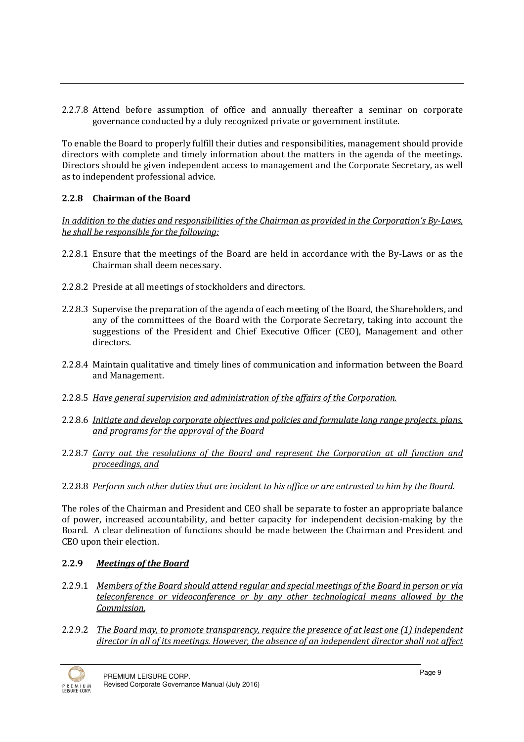2.2.7.8 Attend before assumption of office and annually thereafter a seminar on corporate governance conducted by a duly recognized private or government institute.

To enable the Board to properly fulfill their duties and responsibilities, management should provide directors with complete and timely information about the matters in the agenda of the meetings. Directors should be given independent access to management and the Corporate Secretary, as well as to independent professional advice.

### 2.2.8 Chairman of the Board

*In addition to the duties and responsibilities of the Chairman as provided in the Corporation's By-Laws, he shall be responsible for the following:*

2.2.8.1 Ensure that the meetings of the Board are held in accordance with the By-Laws or as the Chairman shall deem necessary.

2.2.8.2 Preside at all meetings of stockholders and directors.

2.2.8.3 Supervise the preparation of the agenda of each meeting of the Board, the Shareholders, and any of the committees of the Board with the Corporate Secretary, taking into account the suggestions of the President and Chief Executive Officer (CEO), Management and other directors.

2.2.8.4 Maintain qualitative and timely lines of communication and information between the Board and Management.

2.2.8.5 *Have general supervision and administration of the affairs of the Corporation.*

2.2.8.6 *Initiate and develop corporate objectives and policies and formulate long range projects, plans, and programs for the approval of the Board*

2.2.8.7 *Carry out the resolutions of the Board and represent the Corporation at all function and proceedings, and*

2.2.8.8 *Perform such other duties that are incident to his office or are entrusted to him by the Board.*

The roles of the Chairman and President and CEO shall be separate to foster an appropriate balance of power, increased accountability, and better capacity for independent decision-making by the Board. A clear delineation of functions should be made between the Chairman and President and CEO upon their election.

### 2.2.9 *Meetings of the Board*

2.2.9.1 *Members of the Board should attend regular and special meetings of the Board in person or via teleconference or videoconference or by any other technological means allowed by the Commission.*

2.2.9.2 *The Board may, to promote transparency, require the presence of at least one (1) independent director in all of its meetings. However, the absence of an independent director shall not affect*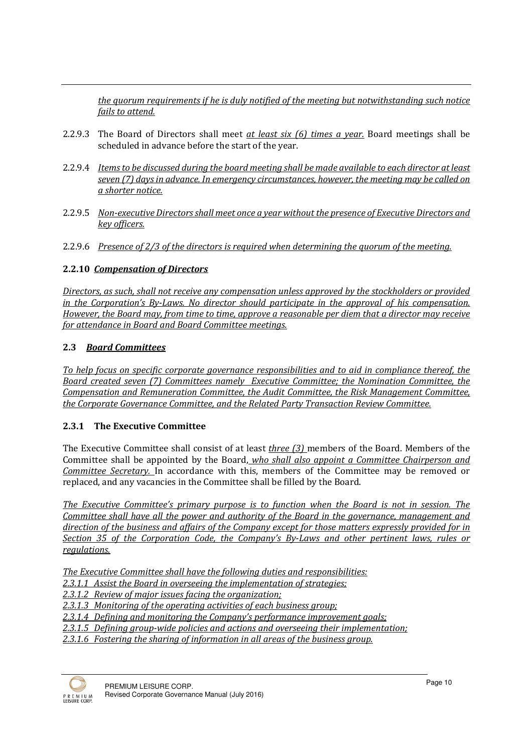*the quorum requirements if he is duly notified of the meeting but notwithstanding such notice fails to attend.*

2.2.9.3 The Board of Directors shall meet *at least six (6) times a year.* Board meetings shall be scheduled in advance before the start of the year.

2.2.9.4 *Items to be discussed during the board meeting shall be made available to each director at least seven (7) days in advance. In emergency circumstances, however, the meeting may be called on a shorter notice.*

2.2.9.5 *Non-executive Directors shall meet once a year without the presence of Executive Directors and key officers.*

2.2.9.6 *Presence of 2/3 of the directors is required when determining the quorum of the meeting.*

### 2.2.10 *Compensation of Directors*

*Directors, as such, shall not receive any compensation unless approved by the stockholders or provided in the Corporation's By-Laws. No director should participate in the approval of his compensation. However, the Board may, from time to time, approve a reasonable per diem that a director may receive for attendance in Board and Board Committee meetings.*

## 2.3 *Board Committees*

*To help focus on specific corporate governance responsibilities and to aid in compliance thereof, the Board created seven (7) Committees namely Executive Committee; the Nomination Committee, the Compensation and Remuneration Committee, the Audit Committee, the Risk Management Committee, the Corporate Governance Committee, and the Related Party Transaction Review Committee.*

### 2.3.1 The Executive Committee

The Executive Committee shall consist of at least *three (3)* members of the Board. Members of the Committee shall be appointed by the Board, *who shall also appoint a Committee Chairperson and Committee Secretary.* In accordance with this, members of the Committee may be removed or replaced, and any vacancies in the Committee shall be filled by the Board.

*The Executive Committee's primary purpose is to function when the Board is not in session. The Committee shall have all the power and authority of the Board in the governance, management and direction of the business and affairs of the Company except for those matters expressly provided for in Section 35 of the Corporation Code, the Company's By-Laws and other pertinent laws, rules or regulations.*

*The Executive Committee shall have the following duties and responsibilities:*

*2.3.1.1 Assist the Board in overseeing the implementation of strategies;*
*2.3.1.2 Review of major issues facing the organization;*
*2.3.1.3 Monitoring of the operating activities of each business group;*
*2.3.1.4 Defining and monitoring the Company's performance improvement goals;*
*2.3.1.5 Defining group-wide policies and actions and overseeing their implementation;*
*2.3.1.6 Fostering the sharing of information in all areas of the business group.*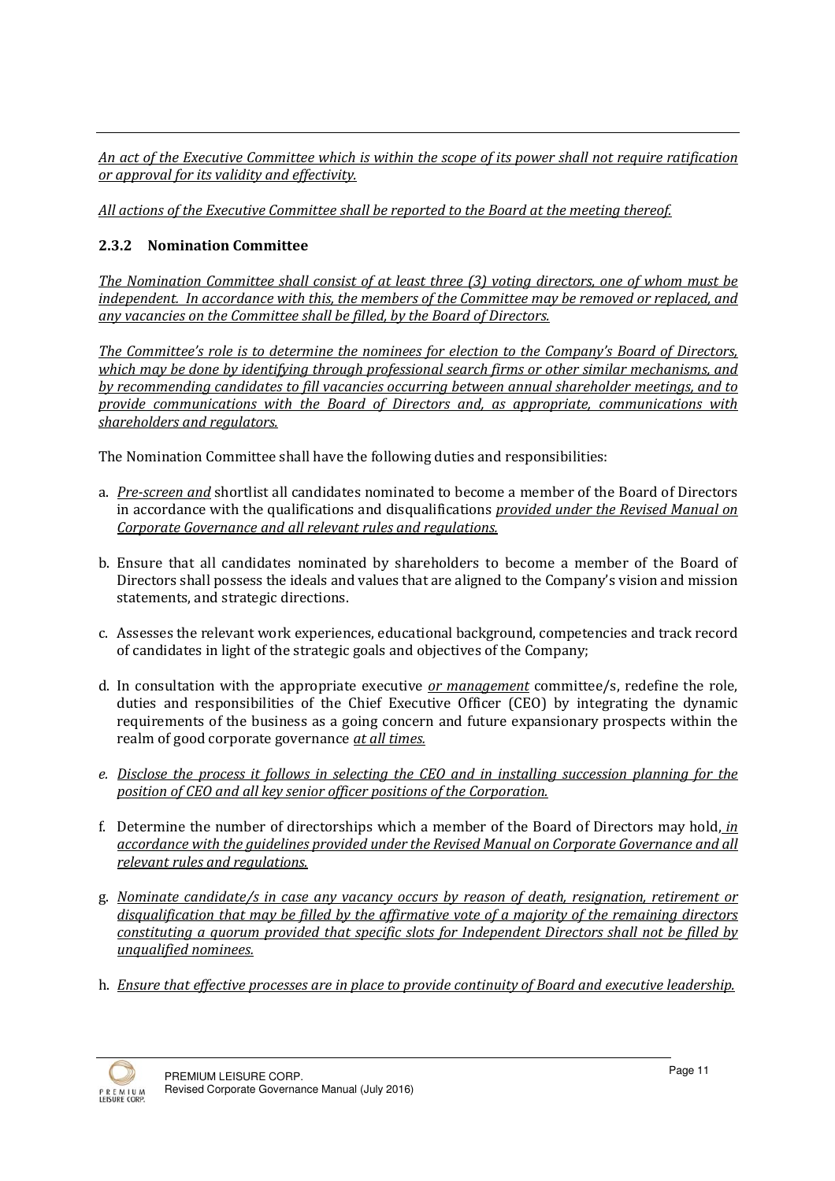*An act of the Executive Committee which is within the scope of its power shall not require ratification or approval for its validity and effectivity.*

*All actions of the Executive Committee shall be reported to the Board at the meeting thereof.*

### 2.3.2 Nomination Committee

*The Nomination Committee shall consist of at least three (3) voting directors, one of whom must be independent. In accordance with this, the members of the Committee may be removed or replaced, and any vacancies on the Committee shall be filled, by the Board of Directors.*

*The Committee's role is to determine the nominees for election to the Company's Board of Directors, which may be done by identifying through professional search firms or other similar mechanisms, and by recommending candidates to fill vacancies occurring between annual shareholder meetings, and to provide communications with the Board of Directors and, as appropriate, communications with shareholders and regulators.*

The Nomination Committee shall have the following duties and responsibilities:

a. *Pre-screen and* shortlist all candidates nominated to become a member of the Board of Directors in accordance with the qualifications and disqualifications *provided under the Revised Manual on Corporate Governance and all relevant rules and regulations.*

b. Ensure that all candidates nominated by shareholders to become a member of the Board of Directors shall possess the ideals and values that are aligned to the Company's vision and mission statements, and strategic directions.

c. Assesses the relevant work experiences, educational background, competencies and track record of candidates in light of the strategic goals and objectives of the Company;

d. In consultation with the appropriate executive *or management* committee/s, redefine the role, duties and responsibilities of the Chief Executive Officer (CEO) by integrating the dynamic requirements of the business as a going concern and future expansionary prospects within the realm of good corporate governance *at all times.*

e. *Disclose the process it follows in selecting the CEO and in installing succession planning for the position of CEO and all key senior officer positions of the Corporation.*

f. Determine the number of directorships which a member of the Board of Directors may hold, *in accordance with the guidelines provided under the Revised Manual on Corporate Governance and all relevant rules and regulations.*

g. *Nominate candidate/s in case any vacancy occurs by reason of death, resignation, retirement or disqualification that may be filled by the affirmative vote of a majority of the remaining directors constituting a quorum provided that specific slots for Independent Directors shall not be filled by unqualified nominees.*

h. *Ensure that effective processes are in place to provide continuity of Board and executive leadership.*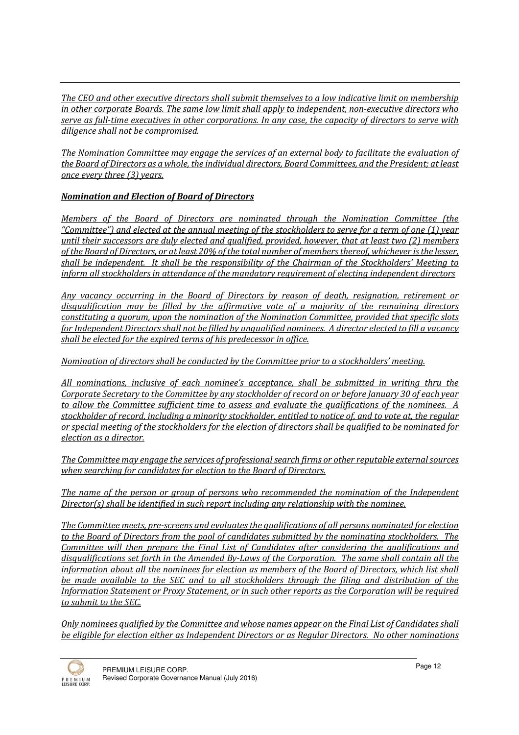*The CEO and other executive directors shall submit themselves to a low indicative limit on membership in other corporate Boards. The same low limit shall apply to independent, non-executive directors who serve as full-time executives in other corporations. In any case, the capacity of directors to serve with diligence shall not be compromised.*

*The Nomination Committee may engage the services of an external body to facilitate the evaluation of the Board of Directors as a whole, the individual directors, Board Committees, and the President; at least once every three (3) years.*

***Nomination and Election of Board of Directors***

*Members of the Board of Directors are nominated through the Nomination Committee (the "Committee") and elected at the annual meeting of the stockholders to serve for a term of one (1) year until their successors are duly elected and qualified, provided, however, that at least two (2) members of the Board of Directors, or at least 20% of the total number of members thereof, whichever is the lesser, shall be independent. It shall be the responsibility of the Chairman of the Stockholders' Meeting to inform all stockholders in attendance of the mandatory requirement of electing independent directors*

*Any vacancy occurring in the Board of Directors by reason of death, resignation, retirement or disqualification may be filled by the affirmative vote of a majority of the remaining directors constituting a quorum, upon the nomination of the Nomination Committee, provided that specific slots for Independent Directors shall not be filled by unqualified nominees. A director elected to fill a vacancy shall be elected for the expired terms of his predecessor in office.*

*Nomination of directors shall be conducted by the Committee prior to a stockholders' meeting.*

*All nominations, inclusive of each nominee's acceptance, shall be submitted in writing thru the Corporate Secretary to the Committee by any stockholder of record on or before January 30 of each year to allow the Committee sufficient time to assess and evaluate the qualifications of the nominees. A stockholder of record, including a minority stockholder, entitled to notice of, and to vote at, the regular or special meeting of the stockholders for the election of directors shall be qualified to be nominated for election as a director.*

*The Committee may engage the services of professional search firms or other reputable external sources when searching for candidates for election to the Board of Directors.*

*The name of the person or group of persons who recommended the nomination of the Independent Director(s) shall be identified in such report including any relationship with the nominee.*

*The Committee meets, pre-screens and evaluates the qualifications of all persons nominated for election to the Board of Directors from the pool of candidates submitted by the nominating stockholders. The Committee will then prepare the Final List of Candidates after considering the qualifications and disqualifications set forth in the Amended By-Laws of the Corporation. The same shall contain all the information about all the nominees for election as members of the Board of Directors, which list shall be made available to the SEC and to all stockholders through the filing and distribution of the Information Statement or Proxy Statement, or in such other reports as the Corporation will be required to submit to the SEC.*

*Only nominees qualified by the Committee and whose names appear on the Final List of Candidates shall be eligible for election either as Independent Directors or as Regular Directors. No other nominations*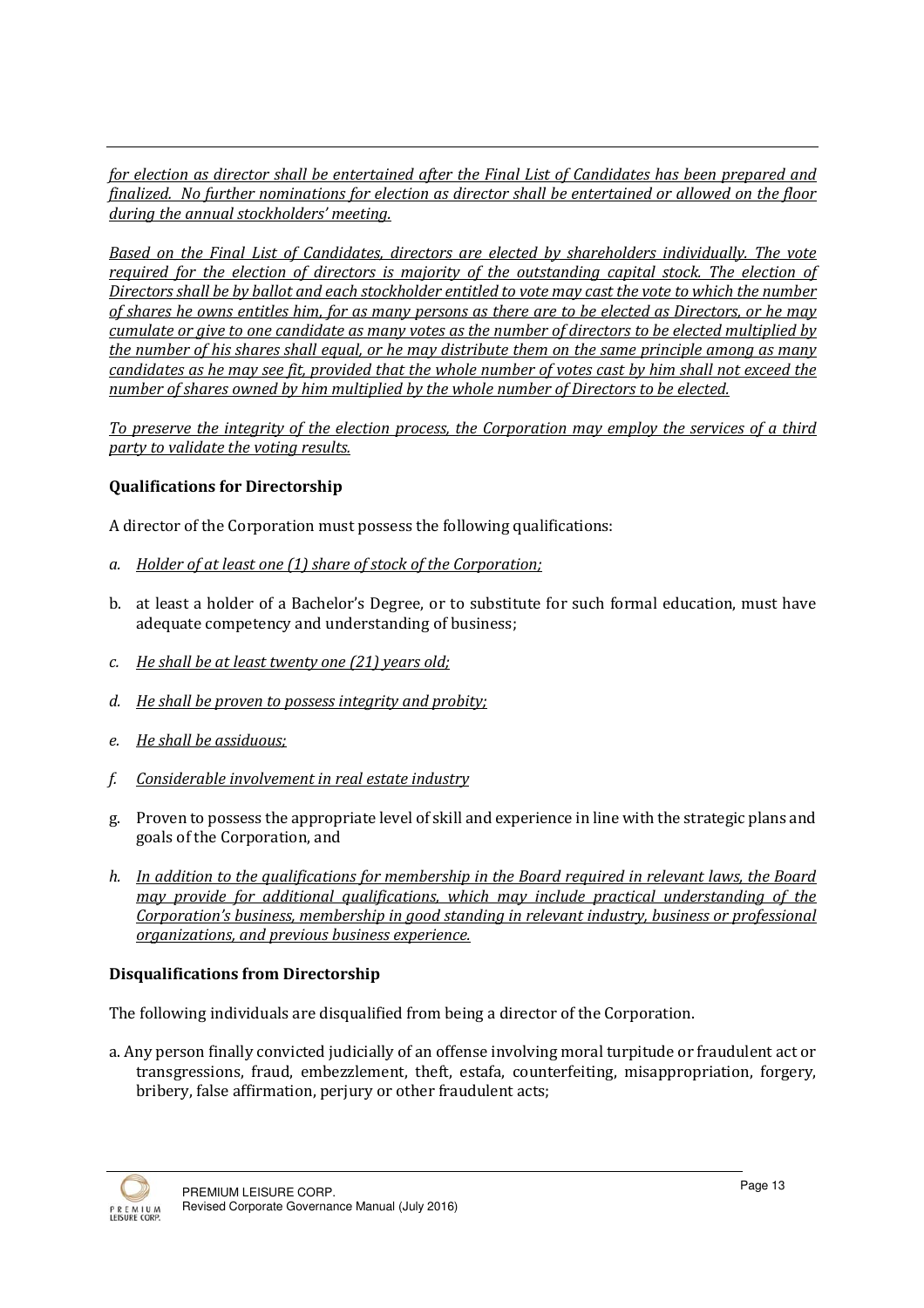*for election as director shall be entertained after the Final List of Candidates has been prepared and finalized. No further nominations for election as director shall be entertained or allowed on the floor during the annual stockholders' meeting.*

*Based on the Final List of Candidates, directors are elected by shareholders individually. The vote required for the election of directors is majority of the outstanding capital stock. The election of Directors shall be by ballot and each stockholder entitled to vote may cast the vote to which the number of shares he owns entitles him, for as many persons as there are to be elected as Directors, or he may cumulate or give to one candidate as many votes as the number of directors to be elected multiplied by the number of his shares shall equal, or he may distribute them on the same principle among as many candidates as he may see fit, provided that the whole number of votes cast by him shall not exceed the number of shares owned by him multiplied by the whole number of Directors to be elected.*

*To preserve the integrity of the election process, the Corporation may employ the services of a third party to validate the voting results.*

**Qualifications for Directorship**

A director of the Corporation must possess the following qualifications:

a. *Holder of at least one (1) share of stock of the Corporation;*

b. at least a holder of a Bachelor's Degree, or to substitute for such formal education, must have adequate competency and understanding of business;

c. *He shall be at least twenty one (21) years old;*

d. *He shall be proven to possess integrity and probity;*

e. *He shall be assiduous;*

f. *Considerable involvement in real estate industry*

g. Proven to possess the appropriate level of skill and experience in line with the strategic plans and goals of the Corporation, and

h. *In addition to the qualifications for membership in the Board required in relevant laws, the Board may provide for additional qualifications, which may include practical understanding of the Corporation's business, membership in good standing in relevant industry, business or professional organizations, and previous business experience.*

**Disqualifications from Directorship**

The following individuals are disqualified from being a director of the Corporation.

a. Any person finally convicted judicially of an offense involving moral turpitude or fraudulent act or transgressions, fraud, embezzlement, theft, estafa, counterfeiting, misappropriation, forgery, bribery, false affirmation, perjury or other fraudulent acts;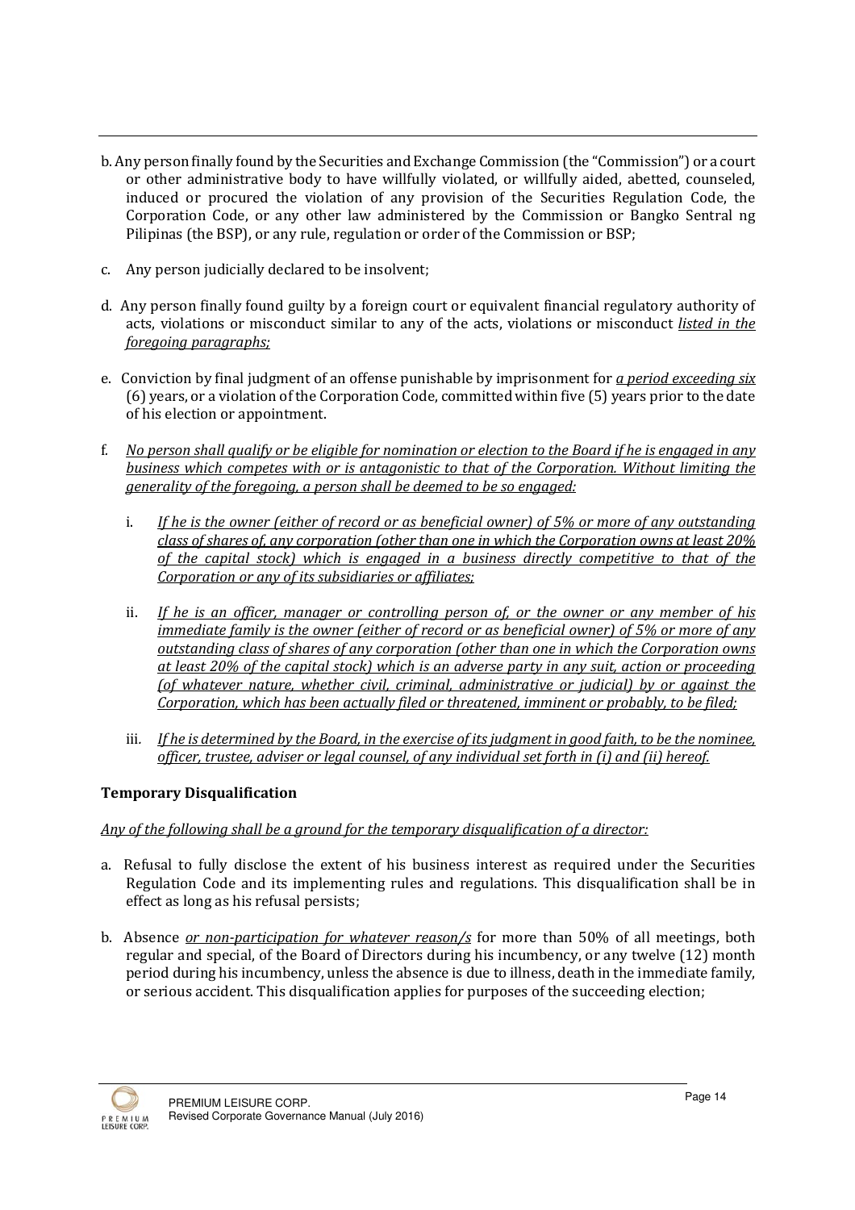b. Any person finally found by the Securities and Exchange Commission (the "Commission") or a court or other administrative body to have willfully violated, or willfully aided, abetted, counseled, induced or procured the violation of any provision of the Securities Regulation Code, the Corporation Code, or any other law administered by the Commission or Bangko Sentral ng Pilipinas (the BSP), or any rule, regulation or order of the Commission or BSP;

c. Any person judicially declared to be insolvent;

d. Any person finally found guilty by a foreign court or equivalent financial regulatory authority of acts, violations or misconduct similar to any of the acts, violations or misconduct *listed in the foregoing paragraphs;*

e. Conviction by final judgment of an offense punishable by imprisonment for *a period exceeding six* (6) years, or a violation of the Corporation Code, committed within five (5) years prior to the date of his election or appointment.

f. *No person shall qualify or be eligible for nomination or election to the Board if he is engaged in any business which competes with or is antagonistic to that of the Corporation. Without limiting the generality of the foregoing, a person shall be deemed to be so engaged:*

   i. *If he is the owner (either of record or as beneficial owner) of 5% or more of any outstanding class of shares of, any corporation (other than one in which the Corporation owns at least 20% of the capital stock) which is engaged in a business directly competitive to that of the Corporation or any of its subsidiaries or affiliates;*

   ii. *If he is an officer, manager or controlling person of, or the owner or any member of his immediate family is the owner (either of record or as beneficial owner) of 5% or more of any outstanding class of shares of any corporation (other than one in which the Corporation owns at least 20% of the capital stock) which is an adverse party in any suit, action or proceeding (of whatever nature, whether civil, criminal, administrative or judicial) by or against the Corporation, which has been actually filed or threatened, imminent or probably, to be filed;*

   iii. *If he is determined by the Board, in the exercise of its judgment in good faith, to be the nominee, officer, trustee, adviser or legal counsel, of any individual set forth in (i) and (ii) hereof.*

**Temporary Disqualification**

*Any of the following shall be a ground for the temporary disqualification of a director:*

a. Refusal to fully disclose the extent of his business interest as required under the Securities Regulation Code and its implementing rules and regulations. This disqualification shall be in effect as long as his refusal persists;

b. Absence *or non-participation for whatever reason/s* for more than 50% of all meetings, both regular and special, of the Board of Directors during his incumbency, or any twelve (12) month period during his incumbency, unless the absence is due to illness, death in the immediate family, or serious accident. This disqualification applies for purposes of the succeeding election;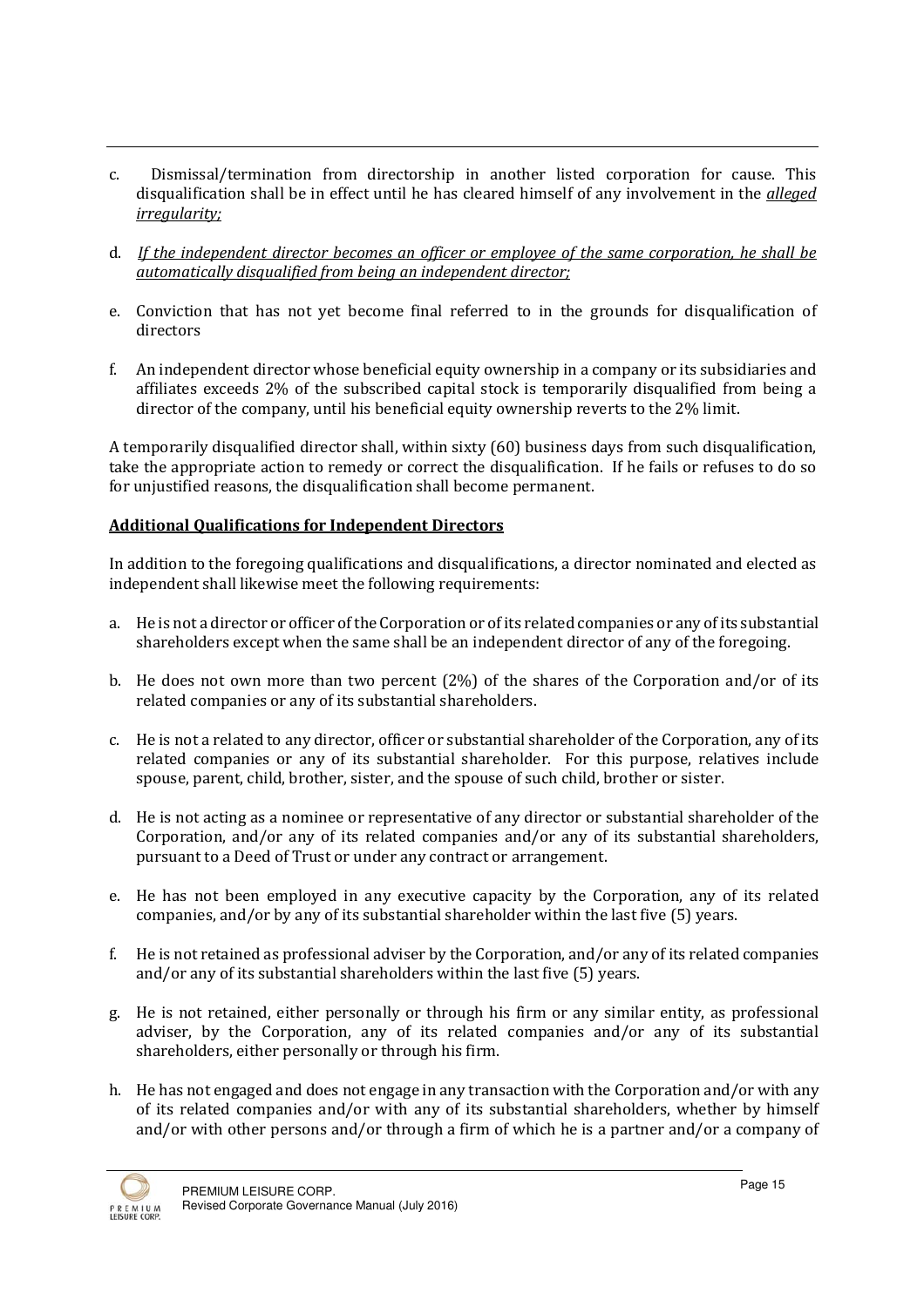c. Dismissal/termination from directorship in another listed corporation for cause. This disqualification shall be in effect until he has cleared himself of any involvement in the *alleged irregularity;*

d. *If the independent director becomes an officer or employee of the same corporation, he shall be automatically disqualified from being an independent director;*

e. Conviction that has not yet become final referred to in the grounds for disqualification of directors

f. An independent director whose beneficial equity ownership in a company or its subsidiaries and affiliates exceeds 2% of the subscribed capital stock is temporarily disqualified from being a director of the company, until his beneficial equity ownership reverts to the 2% limit.

A temporarily disqualified director shall, within sixty (60) business days from such disqualification, take the appropriate action to remedy or correct the disqualification. If he fails or refuses to do so for unjustified reasons, the disqualification shall become permanent.

**Additional Qualifications for Independent Directors**

In addition to the foregoing qualifications and disqualifications, a director nominated and elected as independent shall likewise meet the following requirements:

a. He is not a director or officer of the Corporation or of its related companies or any of its substantial shareholders except when the same shall be an independent director of any of the foregoing.

b. He does not own more than two percent (2%) of the shares of the Corporation and/or of its related companies or any of its substantial shareholders.

c. He is not a related to any director, officer or substantial shareholder of the Corporation, any of its related companies or any of its substantial shareholder. For this purpose, relatives include spouse, parent, child, brother, sister, and the spouse of such child, brother or sister.

d. He is not acting as a nominee or representative of any director or substantial shareholder of the Corporation, and/or any of its related companies and/or any of its substantial shareholders, pursuant to a Deed of Trust or under any contract or arrangement.

e. He has not been employed in any executive capacity by the Corporation, any of its related companies, and/or by any of its substantial shareholder within the last five (5) years.

f. He is not retained as professional adviser by the Corporation, and/or any of its related companies and/or any of its substantial shareholders within the last five (5) years.

g. He is not retained, either personally or through his firm or any similar entity, as professional adviser, by the Corporation, any of its related companies and/or any of its substantial shareholders, either personally or through his firm.

h. He has not engaged and does not engage in any transaction with the Corporation and/or with any of its related companies and/or with any of its substantial shareholders, whether by himself and/or with other persons and/or through a firm of which he is a partner and/or a company of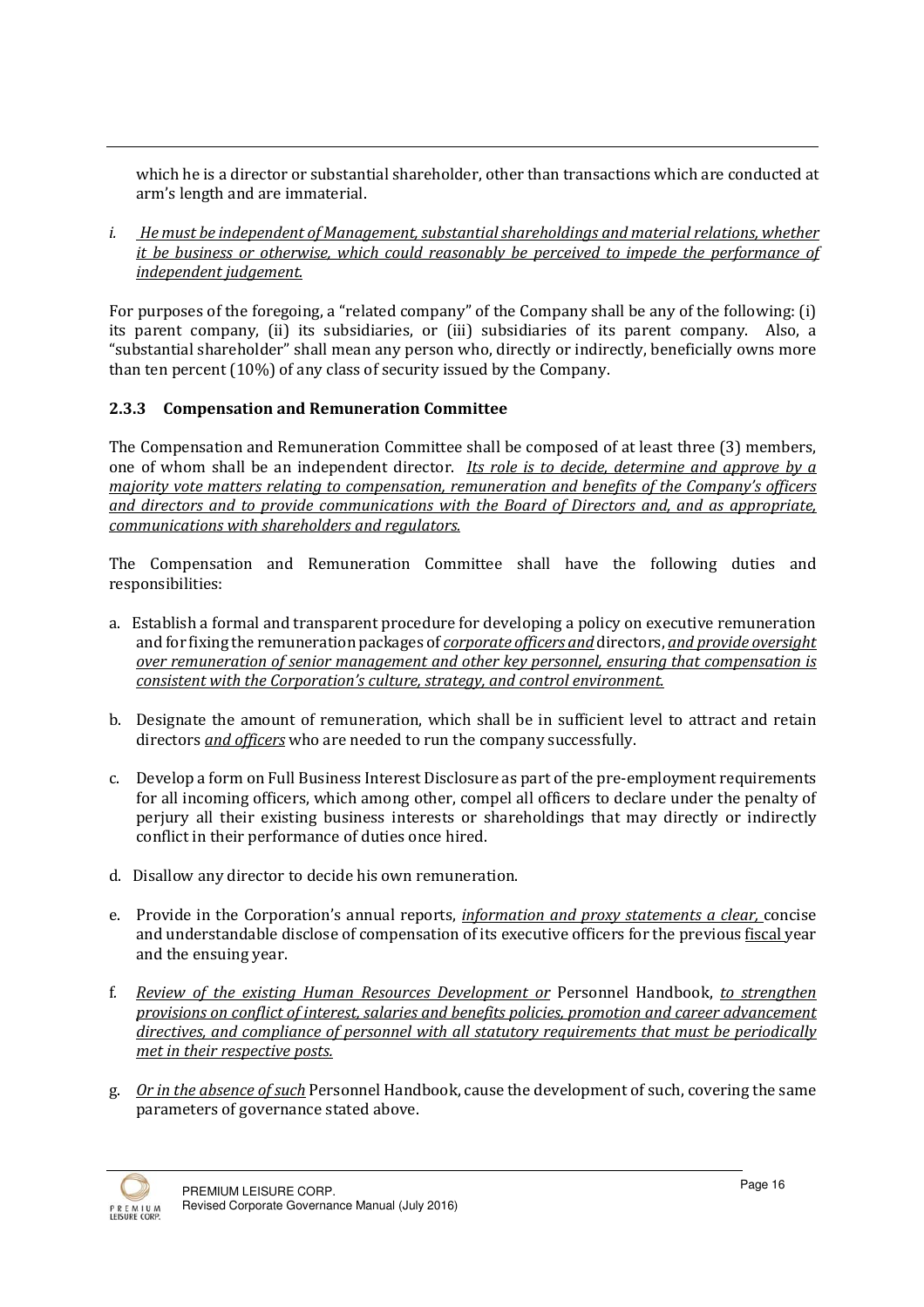which he is a director or substantial shareholder, other than transactions which are conducted at arm's length and are immaterial.

i. *He must be independent of Management, substantial shareholdings and material relations, whether it be business or otherwise, which could reasonably be perceived to impede the performance of independent judgement.*

For purposes of the foregoing, a "related company" of the Company shall be any of the following: (i) its parent company, (ii) its subsidiaries, or (iii) subsidiaries of its parent company. Also, a "substantial shareholder" shall mean any person who, directly or indirectly, beneficially owns more than ten percent (10%) of any class of security issued by the Company.

### 2.3.3 Compensation and Remuneration Committee

The Compensation and Remuneration Committee shall be composed of at least three (3) members, one of whom shall be an independent director. *Its role is to decide, determine and approve by a majority vote matters relating to compensation, remuneration and benefits of the Company's officers and directors and to provide communications with the Board of Directors and, and as appropriate, communications with shareholders and regulators.*

The Compensation and Remuneration Committee shall have the following duties and responsibilities:

a. Establish a formal and transparent procedure for developing a policy on executive remuneration and for fixing the remuneration packages of *corporate officers and* directors, *and provide oversight over remuneration of senior management and other key personnel, ensuring that compensation is consistent with the Corporation's culture, strategy, and control environment.*

b. Designate the amount of remuneration, which shall be in sufficient level to attract and retain directors *and officers* who are needed to run the company successfully.

c. Develop a form on Full Business Interest Disclosure as part of the pre-employment requirements for all incoming officers, which among other, compel all officers to declare under the penalty of perjury all their existing business interests or shareholdings that may directly or indirectly conflict in their performance of duties once hired.

d. Disallow any director to decide his own remuneration.

e. Provide in the Corporation's annual reports, *information and proxy statements a clear,* concise and understandable disclose of compensation of its executive officers for the previous fiscal year and the ensuing year.

f. *Review of the existing Human Resources Development or* Personnel Handbook, *to strengthen provisions on conflict of interest, salaries and benefits policies, promotion and career advancement directives, and compliance of personnel with all statutory requirements that must be periodically met in their respective posts.*

g. *Or in the absence of such* Personnel Handbook, cause the development of such, covering the same parameters of governance stated above.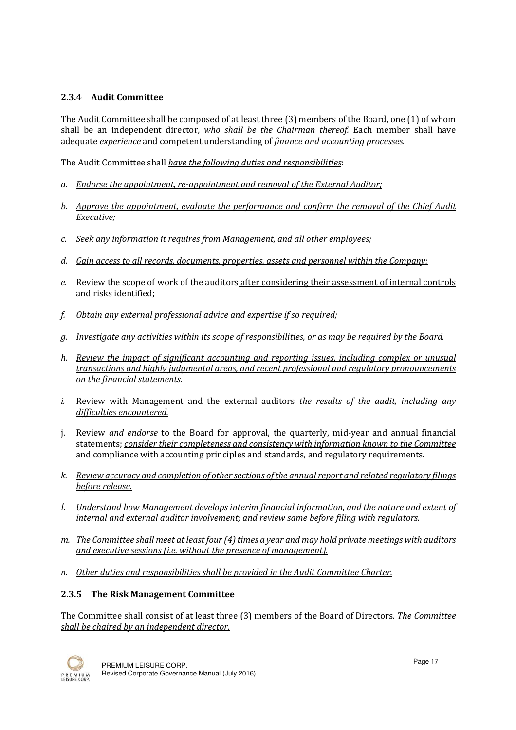### 2.3.4 Audit Committee

The Audit Committee shall be composed of at least three (3) members of the Board, one (1) of whom shall be an independent director*, <u>who shall be the Chairman thereof.</u>* Each member shall have adequate *experience* and competent understanding of *<u>finance and accounting processes.</u>*

The Audit Committee shall *<u>have the following duties and responsibilities</u>*:

*a.* *<u>Endorse the appointment, re-appointment and removal of the External Auditor;</u>*

*b.* *<u>Approve the appointment, evaluate the performance and confirm the removal of the Chief Audit Executive;</u>*

*c.* *<u>Seek any information it requires from Management, and all other employees;</u>*

*d.* *<u>Gain access to all records, documents, properties, assets and personnel within the Company;</u>*

*e.* Review the scope of work of the auditors <u>after considering their assessment of internal controls and risks identified;</u>

*f.* *<u>Obtain any external professional advice and expertise if so required;</u>*

*g.* *<u>Investigate any activities within its scope of responsibilities, or as may be required by the Board.</u>*

*h.* *<u>Review the impact of significant accounting and reporting issues, including complex or unusual transactions and highly judgmental areas, and recent professional and regulatory pronouncements on the financial statements.</u>*

*i.* Review with Management and the external auditors *<u>the results of the audit, including any difficulties encountered.</u>*

j. Review *and endorse* to the Board for approval, the quarterly, mid-year and annual financial statements; *<u>consider their completeness and consistency with information known to the Committee</u>* and compliance with accounting principles and standards, and regulatory requirements.

*k.* *<u>Review accuracy and completion of other sections of the annual report and related regulatory filings before release.</u>*

*l.* *<u>Understand how Management develops interim financial information, and the nature and extent of internal and external auditor involvement; and review same before filing with regulators.</u>*

*m.* *<u>The Committee shall meet at least four (4) times a year and may hold private meetings with auditors and executive sessions (i.e. without the presence of management).</u>*

*n.* *<u>Other duties and responsibilities shall be provided in the Audit Committee Charter.</u>*

### 2.3.5 The Risk Management Committee

The Committee shall consist of at least three (3) members of the Board of Directors. *<u>The Committee shall be chaired by an independent director.</u>*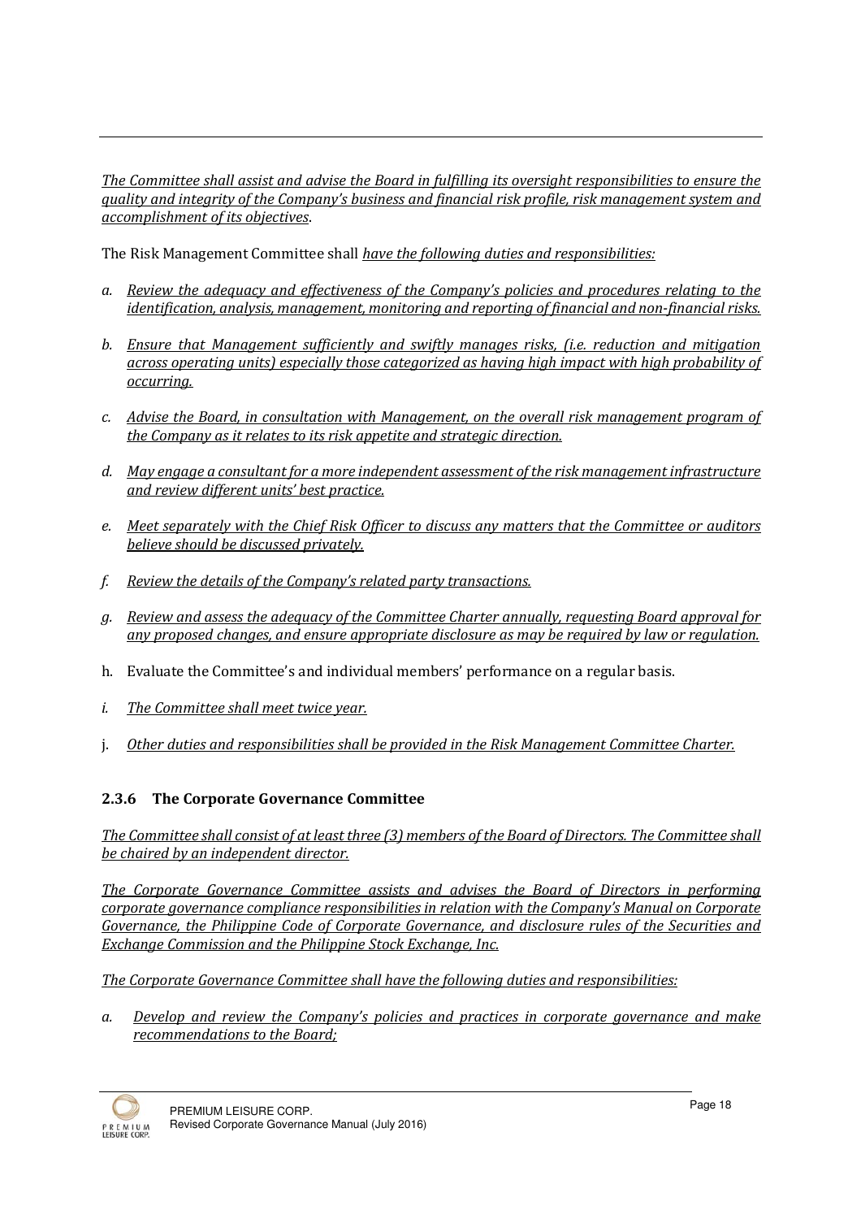*The Committee shall assist and advise the Board in fulfilling its oversight responsibilities to ensure the quality and integrity of the Company's business and financial risk profile, risk management system and accomplishment of its objectives*.

The Risk Management Committee shall *have the following duties and responsibilities:*

a. *Review the adequacy and effectiveness of the Company's policies and procedures relating to the identification, analysis, management, monitoring and reporting of financial and non-financial risks.*

b. *Ensure that Management sufficiently and swiftly manages risks, (i.e. reduction and mitigation across operating units) especially those categorized as having high impact with high probability of occurring.*

c. *Advise the Board, in consultation with Management, on the overall risk management program of the Company as it relates to its risk appetite and strategic direction.*

d. *May engage a consultant for a more independent assessment of the risk management infrastructure and review different units' best practice.*

e. *Meet separately with the Chief Risk Officer to discuss any matters that the Committee or auditors believe should be discussed privately.*

f. *Review the details of the Company's related party transactions.*

g. *Review and assess the adequacy of the Committee Charter annually, requesting Board approval for any proposed changes, and ensure appropriate disclosure as may be required by law or regulation.*

h. Evaluate the Committee's and individual members' performance on a regular basis.

i. *The Committee shall meet twice year.*

j. *Other duties and responsibilities shall be provided in the Risk Management Committee Charter.*

### 2.3.6 The Corporate Governance Committee

*The Committee shall consist of at least three (3) members of the Board of Directors. The Committee shall be chaired by an independent director.*

*The Corporate Governance Committee assists and advises the Board of Directors in performing corporate governance compliance responsibilities in relation with the Company's Manual on Corporate Governance, the Philippine Code of Corporate Governance, and disclosure rules of the Securities and Exchange Commission and the Philippine Stock Exchange, Inc.*

*The Corporate Governance Committee shall have the following duties and responsibilities:*

a. *Develop and review the Company's policies and practices in corporate governance and make recommendations to the Board;*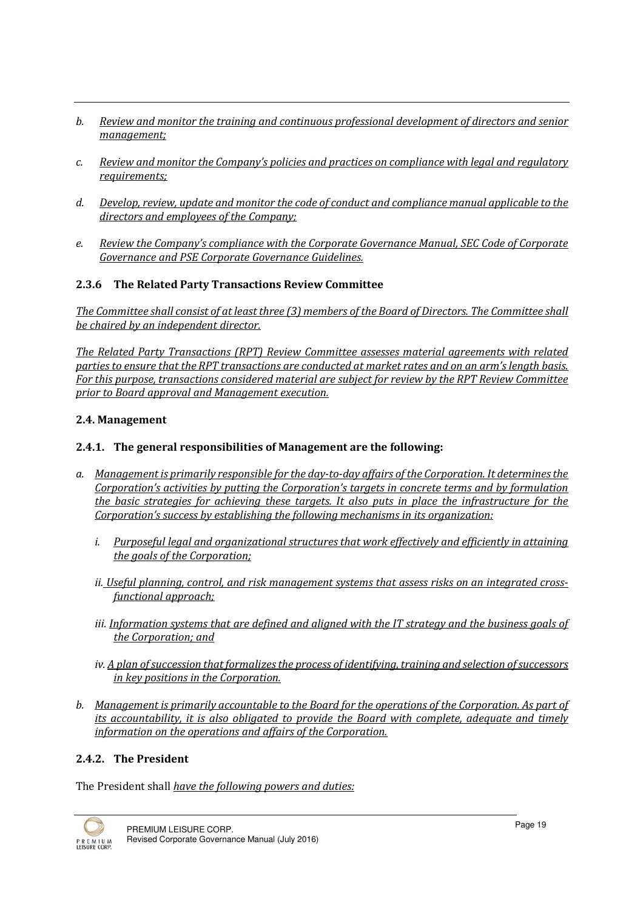b. *Review and monitor the training and continuous professional development of directors and senior management;*

c. *Review and monitor the Company's policies and practices on compliance with legal and regulatory requirements;*

d. *Develop, review, update and monitor the code of conduct and compliance manual applicable to the directors and employees of the Company;*

e. *Review the Company's compliance with the Corporate Governance Manual, SEC Code of Corporate Governance and PSE Corporate Governance Guidelines.*

### 2.3.6 The Related Party Transactions Review Committee

*The Committee shall consist of at least three (3) members of the Board of Directors. The Committee shall be chaired by an independent director.*

*The Related Party Transactions (RPT) Review Committee assesses material agreements with related parties to ensure that the RPT transactions are conducted at market rates and on an arm's length basis. For this purpose, transactions considered material are subject for review by the RPT Review Committee prior to Board approval and Management execution.*

## 2.4. Management

### 2.4.1. The general responsibilities of Management are the following:

a. *Management is primarily responsible for the day-to-day affairs of the Corporation. It determines the Corporation's activities by putting the Corporation's targets in concrete terms and by formulation the basic strategies for achieving these targets. It also puts in place the infrastructure for the Corporation's success by establishing the following mechanisms in its organization:*

   i. *Purposeful legal and organizational structures that work effectively and efficiently in attaining the goals of the Corporation;*

   ii. *Useful planning, control, and risk management systems that assess risks on an integrated cross-functional approach;*

   iii. *Information systems that are defined and aligned with the IT strategy and the business goals of the Corporation; and*

   iv. *A plan of succession that formalizes the process of identifying, training and selection of successors in key positions in the Corporation.*

b. *Management is primarily accountable to the Board for the operations of the Corporation. As part of its accountability, it is also obligated to provide the Board with complete, adequate and timely information on the operations and affairs of the Corporation.*

### 2.4.2. The President

The President shall *have the following powers and duties:*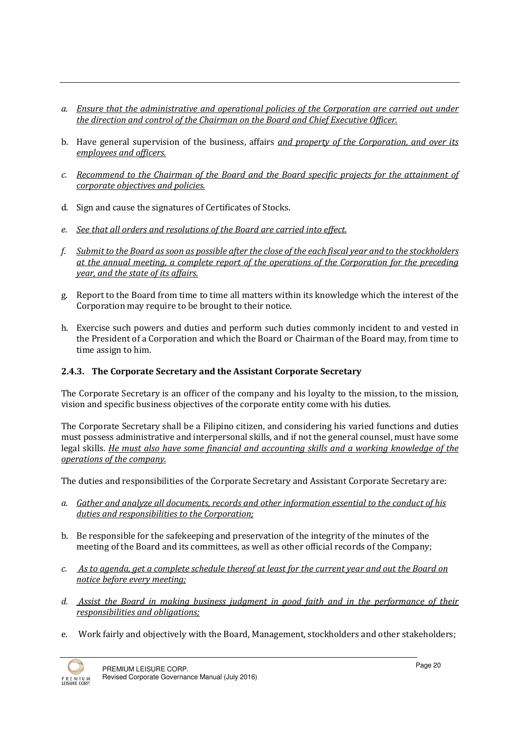a. *Ensure that the administrative and operational policies of the Corporation are carried out under the direction and control of the Chairman on the Board and Chief Executive Officer.*

b. Have general supervision of the business, affairs *and property of the Corporation, and over its employees and officers.*

c. *Recommend to the Chairman of the Board and the Board specific projects for the attainment of corporate objectives and policies.*

d. Sign and cause the signatures of Certificates of Stocks.

e. *See that all orders and resolutions of the Board are carried into effect.*

f. *Submit to the Board as soon as possible after the close of the each fiscal year and to the stockholders at the annual meeting, a complete report of the operations of the Corporation for the preceding year, and the state of its affairs.*

g. Report to the Board from time to time all matters within its knowledge which the interest of the Corporation may require to be brought to their notice.

h. Exercise such powers and duties and perform such duties commonly incident to and vested in the President of a Corporation and which the Board or Chairman of the Board may, from time to time assign to him.

### 2.4.3. The Corporate Secretary and the Assistant Corporate Secretary

The Corporate Secretary is an officer of the company and his loyalty to the mission, to the mission, vision and specific business objectives of the corporate entity come with his duties.

The Corporate Secretary shall be a Filipino citizen, and considering his varied functions and duties must possess administrative and interpersonal skills, and if not the general counsel, must have some legal skills. *He must also have some financial and accounting skills and a working knowledge of the operations of the company.*

The duties and responsibilities of the Corporate Secretary and Assistant Corporate Secretary are:

a. *Gather and analyze all documents, records and other information essential to the conduct of his duties and responsibilities to the Corporation;*

b. Be responsible for the safekeeping and preservation of the integrity of the minutes of the meeting of the Board and its committees, as well as other official records of the Company;

c. *As to agenda, get a complete schedule thereof at least for the current year and out the Board on notice before every meeting;*

d. *Assist the Board in making business judgment in good faith and in the performance of their responsibilities and obligations;*

e. Work fairly and objectively with the Board, Management, stockholders and other stakeholders;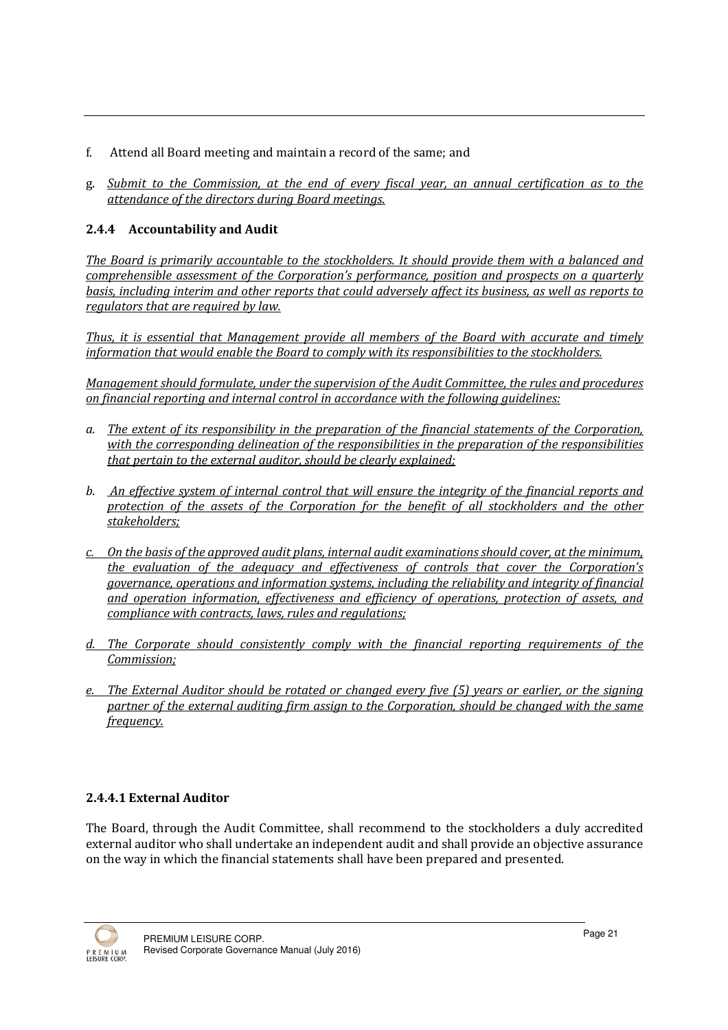f. Attend all Board meeting and maintain a record of the same; and

g. *Submit to the Commission, at the end of every fiscal year, an annual certification as to the attendance of the directors during Board meetings.*

### 2.4.4 Accountability and Audit

*The Board is primarily accountable to the stockholders. It should provide them with a balanced and comprehensible assessment of the Corporation's performance, position and prospects on a quarterly basis, including interim and other reports that could adversely affect its business, as well as reports to regulators that are required by law.*

*Thus, it is essential that Management provide all members of the Board with accurate and timely information that would enable the Board to comply with its responsibilities to the stockholders.*

*Management should formulate, under the supervision of the Audit Committee, the rules and procedures on financial reporting and internal control in accordance with the following guidelines:*

a. *The extent of its responsibility in the preparation of the financial statements of the Corporation, with the corresponding delineation of the responsibilities in the preparation of the responsibilities that pertain to the external auditor, should be clearly explained;*

b. *An effective system of internal control that will ensure the integrity of the financial reports and protection of the assets of the Corporation for the benefit of all stockholders and the other stakeholders;*

c. *On the basis of the approved audit plans, internal audit examinations should cover, at the minimum, the evaluation of the adequacy and effectiveness of controls that cover the Corporation's governance, operations and information systems, including the reliability and integrity of financial and operation information, effectiveness and efficiency of operations, protection of assets, and compliance with contracts, laws, rules and regulations;*

d. *The Corporate should consistently comply with the financial reporting requirements of the Commission;*

e. *The External Auditor should be rotated or changed every five (5) years or earlier, or the signing partner of the external auditing firm assign to the Corporation, should be changed with the same frequency.*

#### 2.4.4.1 External Auditor

The Board, through the Audit Committee, shall recommend to the stockholders a duly accredited external auditor who shall undertake an independent audit and shall provide an objective assurance on the way in which the financial statements shall have been prepared and presented.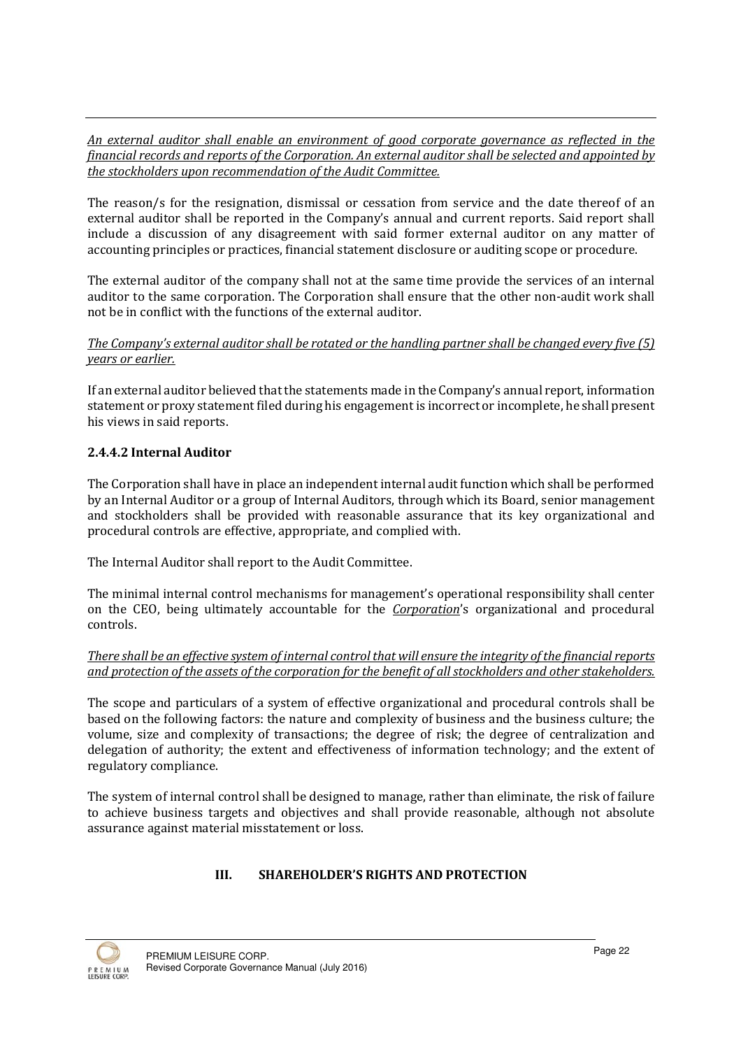*An external auditor shall enable an environment of good corporate governance as reflected in the financial records and reports of the Corporation. An external auditor shall be selected and appointed by the stockholders upon recommendation of the Audit Committee.*

The reason/s for the resignation, dismissal or cessation from service and the date thereof of an external auditor shall be reported in the Company's annual and current reports. Said report shall include a discussion of any disagreement with said former external auditor on any matter of accounting principles or practices, financial statement disclosure or auditing scope or procedure.

The external auditor of the company shall not at the same time provide the services of an internal auditor to the same corporation. The Corporation shall ensure that the other non-audit work shall not be in conflict with the functions of the external auditor.

*The Company's external auditor shall be rotated or the handling partner shall be changed every five (5) years or earlier.*

If an external auditor believed that the statements made in the Company's annual report, information statement or proxy statement filed during his engagement is incorrect or incomplete, he shall present his views in said reports.

#### 2.4.4.2 Internal Auditor

The Corporation shall have in place an independent internal audit function which shall be performed by an Internal Auditor or a group of Internal Auditors, through which its Board, senior management and stockholders shall be provided with reasonable assurance that its key organizational and procedural controls are effective, appropriate, and complied with.

The Internal Auditor shall report to the Audit Committee.

The minimal internal control mechanisms for management's operational responsibility shall center on the CEO, being ultimately accountable for the *Corporation*'s organizational and procedural controls.

*There shall be an effective system of internal control that will ensure the integrity of the financial reports and protection of the assets of the corporation for the benefit of all stockholders and other stakeholders.*

The scope and particulars of a system of effective organizational and procedural controls shall be based on the following factors: the nature and complexity of business and the business culture; the volume, size and complexity of transactions; the degree of risk; the degree of centralization and delegation of authority; the extent and effectiveness of information technology; and the extent of regulatory compliance.

The system of internal control shall be designed to manage, rather than eliminate, the risk of failure to achieve business targets and objectives and shall provide reasonable, although not absolute assurance against material misstatement or loss.

## III. SHAREHOLDER'S RIGHTS AND PROTECTION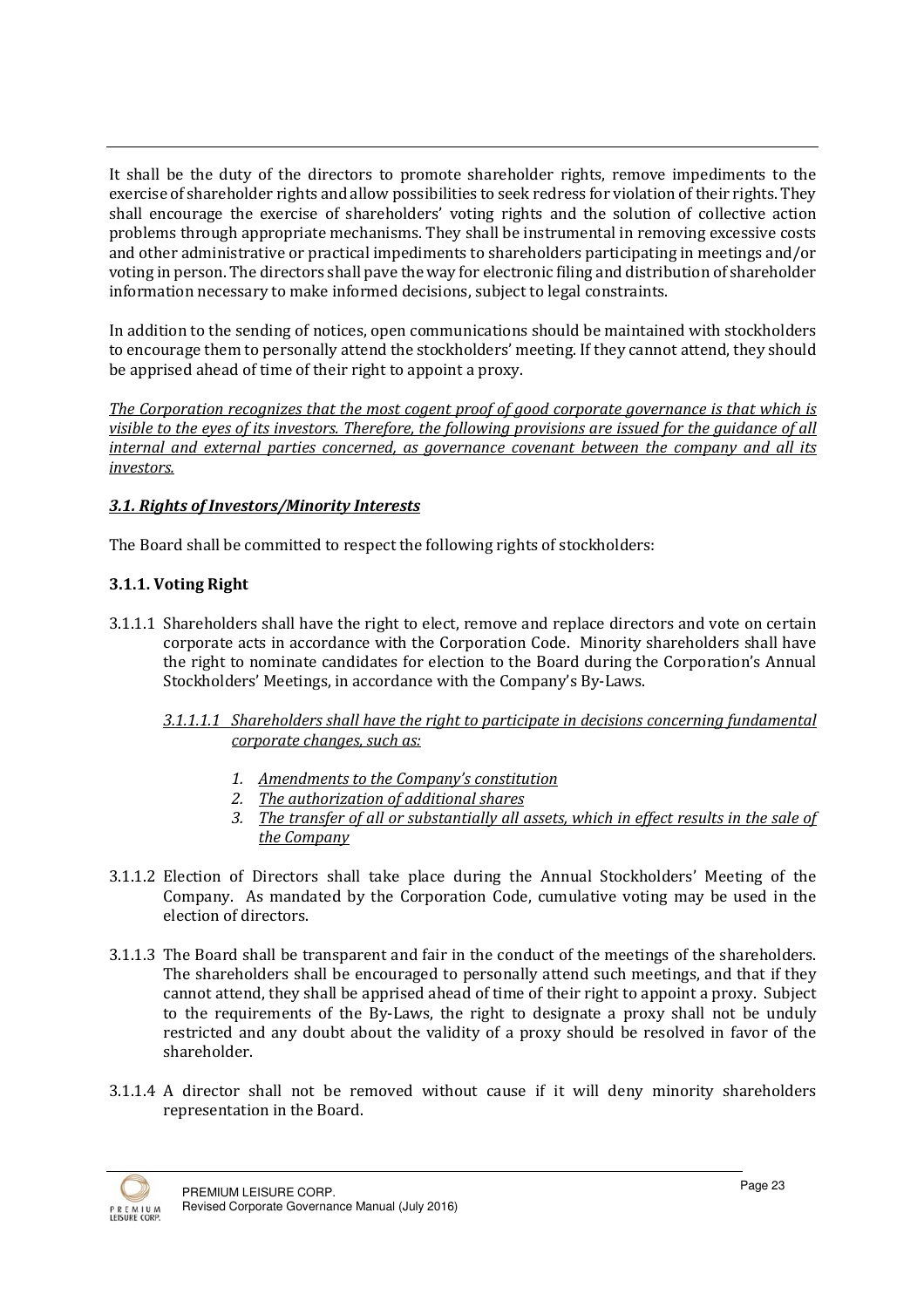It shall be the duty of the directors to promote shareholder rights, remove impediments to the exercise of shareholder rights and allow possibilities to seek redress for violation of their rights. They shall encourage the exercise of shareholders' voting rights and the solution of collective action problems through appropriate mechanisms. They shall be instrumental in removing excessive costs and other administrative or practical impediments to shareholders participating in meetings and/or voting in person. The directors shall pave the way for electronic filing and distribution of shareholder information necessary to make informed decisions, subject to legal constraints.

In addition to the sending of notices, open communications should be maintained with stockholders to encourage them to personally attend the stockholders' meeting. If they cannot attend, they should be apprised ahead of time of their right to appoint a proxy.

*The Corporation recognizes that the most cogent proof of good corporate governance is that which is visible to the eyes of its investors. Therefore, the following provisions are issued for the guidance of all internal and external parties concerned, as governance covenant between the company and all its investors.*

### *3.1. Rights of Investors/Minority Interests*

The Board shall be committed to respect the following rights of stockholders:

#### 3.1.1. Voting Right

3.1.1.1 Shareholders shall have the right to elect, remove and replace directors and vote on certain corporate acts in accordance with the Corporation Code. Minority shareholders shall have the right to nominate candidates for election to the Board during the Corporation's Annual Stockholders' Meetings, in accordance with the Company's By-Laws.

*3.1.1.1.1 Shareholders shall have the right to participate in decisions concerning fundamental corporate changes, such as:*

1. *Amendments to the Company's constitution*
2. *The authorization of additional shares*
3. *The transfer of all or substantially all assets, which in effect results in the sale of the Company*

3.1.1.2 Election of Directors shall take place during the Annual Stockholders' Meeting of the Company. As mandated by the Corporation Code, cumulative voting may be used in the election of directors.

3.1.1.3 The Board shall be transparent and fair in the conduct of the meetings of the shareholders. The shareholders shall be encouraged to personally attend such meetings, and that if they cannot attend, they shall be apprised ahead of time of their right to appoint a proxy. Subject to the requirements of the By-Laws, the right to designate a proxy shall not be unduly restricted and any doubt about the validity of a proxy should be resolved in favor of the shareholder.

3.1.1.4 A director shall not be removed without cause if it will deny minority shareholders representation in the Board.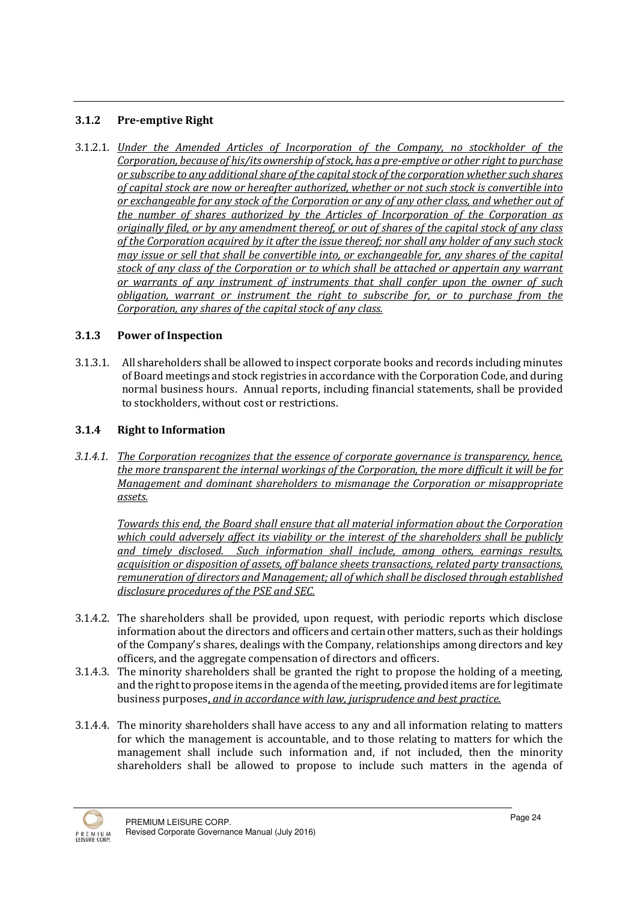### 3.1.2 Pre-emptive Right

3.1.2.1. _Under the Amended Articles of Incorporation of the Company, no stockholder of the Corporation, because of his/its ownership of stock, has a pre-emptive or other right to purchase or subscribe to any additional share of the capital stock of the corporation whether such shares of capital stock are now or hereafter authorized, whether or not such stock is convertible into or exchangeable for any stock of the Corporation or any of any other class, and whether out of the number of shares authorized by the Articles of Incorporation of the Corporation as originally filed, or by any amendment thereof, or out of shares of the capital stock of any class of the Corporation acquired by it after the issue thereof; nor shall any holder of any such stock may issue or sell that shall be convertible into, or exchangeable for, any shares of the capital stock of any class of the Corporation or to which shall be attached or appertain any warrant or warrants of any instrument of instruments that shall confer upon the owner of such obligation, warrant or instrument the right to subscribe for, or to purchase from the Corporation, any shares of the capital stock of any class._

### 3.1.3 Power of Inspection

3.1.3.1. All shareholders shall be allowed to inspect corporate books and records including minutes of Board meetings and stock registries in accordance with the Corporation Code, and during normal business hours. Annual reports, including financial statements, shall be provided to stockholders, without cost or restrictions.

### 3.1.4 Right to Information

_3.1.4.1. The Corporation recognizes that the essence of corporate governance is transparency, hence, the more transparent the internal workings of the Corporation, the more difficult it will be for Management and dominant shareholders to mismanage the Corporation or misappropriate assets._

_Towards this end, the Board shall ensure that all material information about the Corporation which could adversely affect its viability or the interest of the shareholders shall be publicly and timely disclosed. Such information shall include, among others, earnings results, acquisition or disposition of assets, off balance sheets transactions, related party transactions, remuneration of directors and Management; all of which shall be disclosed through established disclosure procedures of the PSE and SEC._

3.1.4.2. The shareholders shall be provided, upon request, with periodic reports which disclose information about the directors and officers and certain other matters, such as their holdings of the Company's shares, dealings with the Company, relationships among directors and key officers, and the aggregate compensation of directors and officers.

3.1.4.3. The minority shareholders shall be granted the right to propose the holding of a meeting, and the right to propose items in the agenda of the meeting, provided items are for legitimate business purposes_, and in accordance with law, jurisprudence and best practice._

3.1.4.4. The minority shareholders shall have access to any and all information relating to matters for which the management is accountable, and to those relating to matters for which the management shall include such information and, if not included, then the minority shareholders shall be allowed to propose to include such matters in the agenda of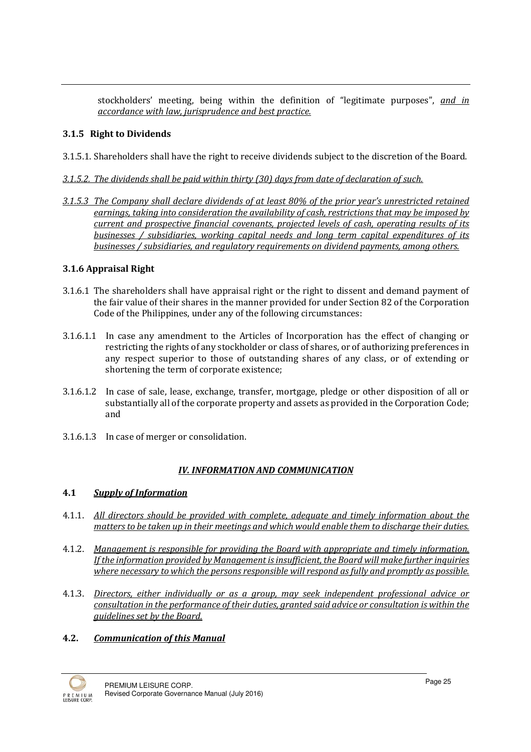stockholders' meeting, being within the definition of "legitimate purposes", *and in accordance with law, jurisprudence and best practice.*

### 3.1.5 Right to Dividends

3.1.5.1. Shareholders shall have the right to receive dividends subject to the discretion of the Board.

*3.1.5.2. The dividends shall be paid within thirty (30) days from date of declaration of such.*

*3.1.5.3 The Company shall declare dividends of at least 80% of the prior year's unrestricted retained earnings, taking into consideration the availability of cash, restrictions that may be imposed by current and prospective financial covenants, projected levels of cash, operating results of its businesses / subsidiaries, working capital needs and long term capital expenditures of its businesses / subsidiaries, and regulatory requirements on dividend payments, among others.*

### 3.1.6 Appraisal Right

3.1.6.1 The shareholders shall have appraisal right or the right to dissent and demand payment of the fair value of their shares in the manner provided for under Section 82 of the Corporation Code of the Philippines, under any of the following circumstances:

3.1.6.1.1 In case any amendment to the Articles of Incorporation has the effect of changing or restricting the rights of any stockholder or class of shares, or of authorizing preferences in any respect superior to those of outstanding shares of any class, or of extending or shortening the term of corporate existence;

3.1.6.1.2 In case of sale, lease, exchange, transfer, mortgage, pledge or other disposition of all or substantially all of the corporate property and assets as provided in the Corporation Code; and

3.1.6.1.3 In case of merger or consolidation.

## *IV. INFORMATION AND COMMUNICATION*

### 4.1 *Supply of Information*

4.1.1. *All directors should be provided with complete, adequate and timely information about the matters to be taken up in their meetings and which would enable them to discharge their duties.*

4.1.2. *Management is responsible for providing the Board with appropriate and timely information. If the information provided by Management is insufficient, the Board will make further inquiries where necessary to which the persons responsible will respond as fully and promptly as possible.*

4.1.3. *Directors, either individually or as a group, may seek independent professional advice or consultation in the performance of their duties, granted said advice or consultation is within the guidelines set by the Board.*

### 4.2. *Communication of this Manual*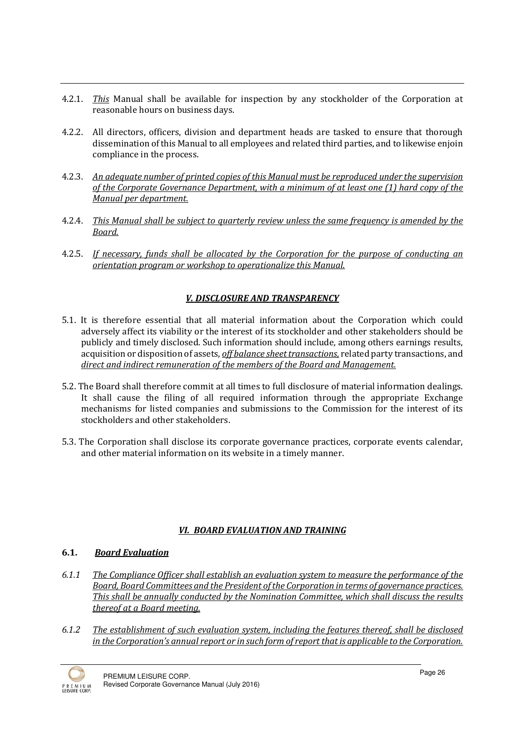4.2.1. *This* Manual shall be available for inspection by any stockholder of the Corporation at reasonable hours on business days.

4.2.2. All directors, officers, division and department heads are tasked to ensure that thorough dissemination of this Manual to all employees and related third parties, and to likewise enjoin compliance in the process.

4.2.3. *An adequate number of printed copies of this Manual must be reproduced under the supervision of the Corporate Governance Department, with a minimum of at least one (1) hard copy of the Manual per department.*

4.2.4. *This Manual shall be subject to quarterly review unless the same frequency is amended by the Board.*

4.2.5. *If necessary, funds shall be allocated by the Corporation for the purpose of conducting an orientation program or workshop to operationalize this Manual.*

## *V. DISCLOSURE AND TRANSPARENCY*

5.1. It is therefore essential that all material information about the Corporation which could adversely affect its viability or the interest of its stockholder and other stakeholders should be publicly and timely disclosed. Such information should include, among others earnings results, acquisition or disposition of assets, *off balance sheet transactions*, related party transactions, and *direct and indirect remuneration of the members of the Board and Management.*

5.2. The Board shall therefore commit at all times to full disclosure of material information dealings. It shall cause the filing of all required information through the appropriate Exchange mechanisms for listed companies and submissions to the Commission for the interest of its stockholders and other stakeholders.

5.3. The Corporation shall disclose its corporate governance practices, corporate events calendar, and other material information on its website in a timely manner.

## *VI. BOARD EVALUATION AND TRAINING*

### 6.1. *Board Evaluation*

*6.1.1 The Compliance Officer shall establish an evaluation system to measure the performance of the Board, Board Committees and the President of the Corporation in terms of governance practices. This shall be annually conducted by the Nomination Committee, which shall discuss the results thereof at a Board meeting.*

*6.1.2 The establishment of such evaluation system, including the features thereof, shall be disclosed in the Corporation's annual report or in such form of report that is applicable to the Corporation.*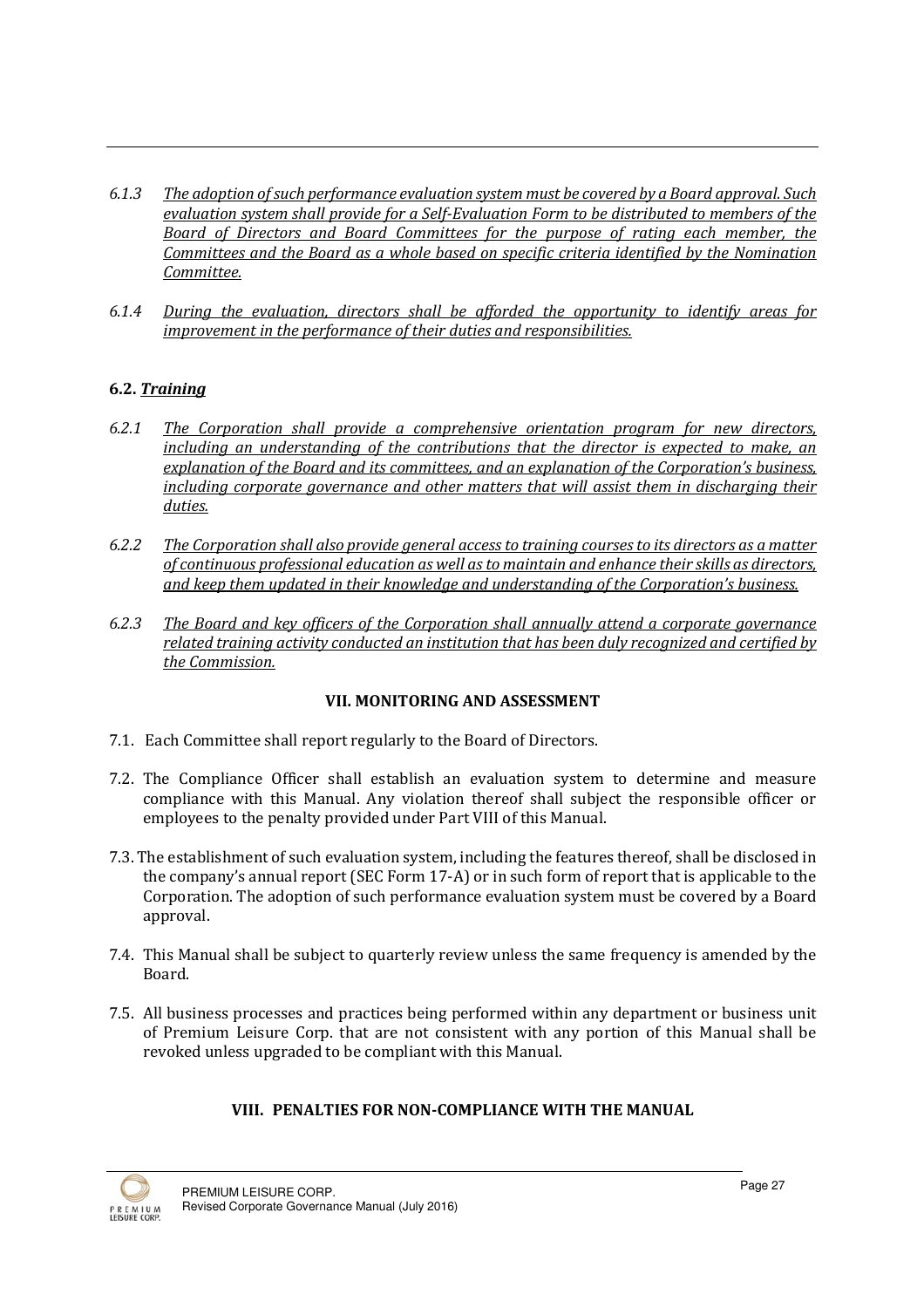*6.1.3 The adoption of such performance evaluation system must be covered by a Board approval. Such evaluation system shall provide for a Self-Evaluation Form to be distributed to members of the Board of Directors and Board Committees for the purpose of rating each member, the Committees and the Board as a whole based on specific criteria identified by the Nomination Committee.*

*6.1.4 During the evaluation, directors shall be afforded the opportunity to identify areas for improvement in the performance of their duties and responsibilities.*

### 6.2. *Training*

*6.2.1 The Corporation shall provide a comprehensive orientation program for new directors, including an understanding of the contributions that the director is expected to make, an explanation of the Board and its committees, and an explanation of the Corporation's business, including corporate governance and other matters that will assist them in discharging their duties.*

*6.2.2 The Corporation shall also provide general access to training courses to its directors as a matter of continuous professional education as well as to maintain and enhance their skills as directors, and keep them updated in their knowledge and understanding of the Corporation's business.*

*6.2.3 The Board and key officers of the Corporation shall annually attend a corporate governance related training activity conducted an institution that has been duly recognized and certified by the Commission.*

## VII. MONITORING AND ASSESSMENT

7.1. Each Committee shall report regularly to the Board of Directors.

7.2. The Compliance Officer shall establish an evaluation system to determine and measure compliance with this Manual. Any violation thereof shall subject the responsible officer or employees to the penalty provided under Part VIII of this Manual.

7.3. The establishment of such evaluation system, including the features thereof, shall be disclosed in the company's annual report (SEC Form 17-A) or in such form of report that is applicable to the Corporation. The adoption of such performance evaluation system must be covered by a Board approval.

7.4. This Manual shall be subject to quarterly review unless the same frequency is amended by the Board.

7.5. All business processes and practices being performed within any department or business unit of Premium Leisure Corp. that are not consistent with any portion of this Manual shall be revoked unless upgraded to be compliant with this Manual.

## VIII. PENALTIES FOR NON-COMPLIANCE WITH THE MANUAL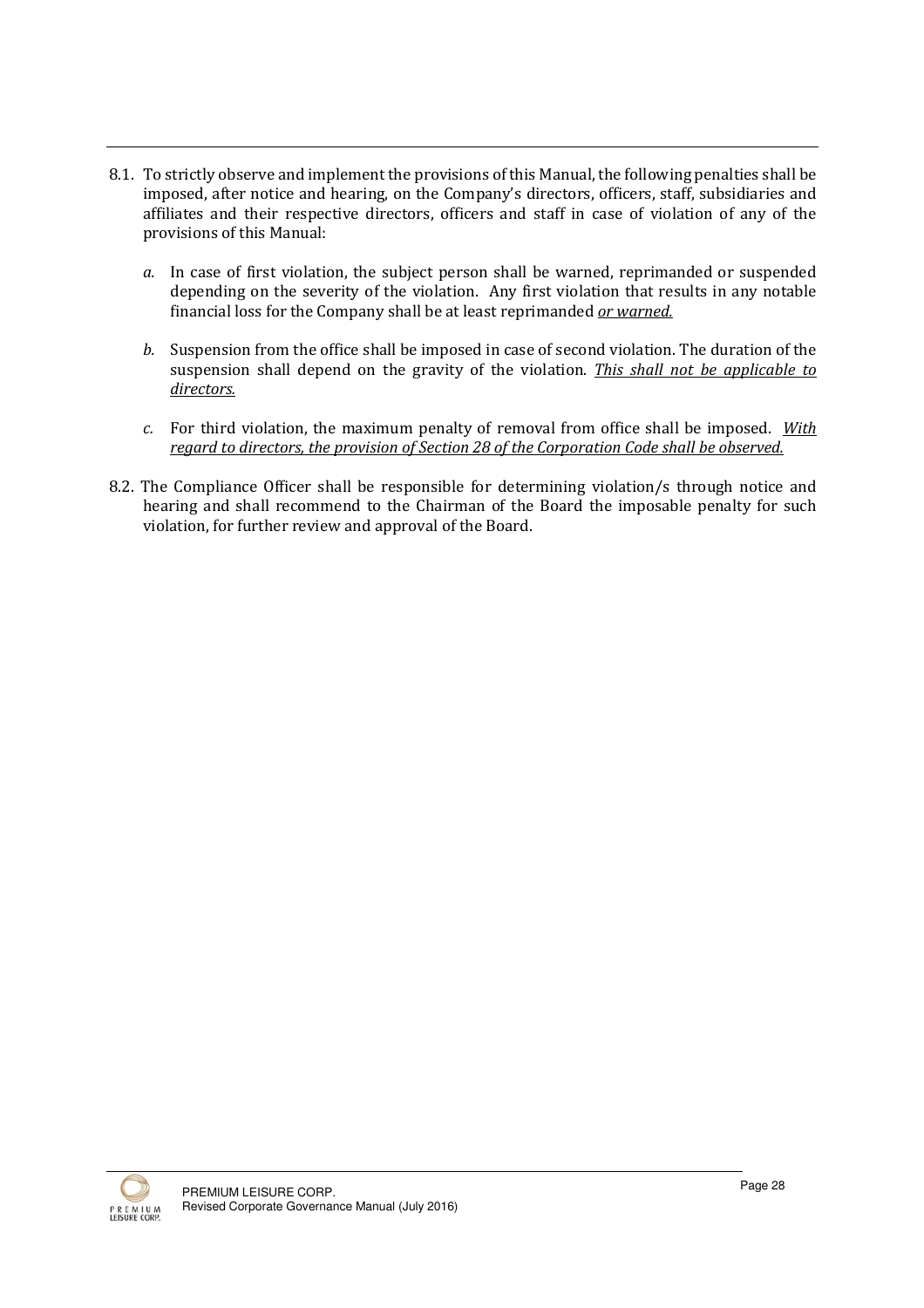8.1. To strictly observe and implement the provisions of this Manual, the following penalties shall be imposed, after notice and hearing, on the Company's directors, officers, staff, subsidiaries and affiliates and their respective directors, officers and staff in case of violation of any of the provisions of this Manual:

   *a.* In case of first violation, the subject person shall be warned, reprimanded or suspended depending on the severity of the violation. Any first violation that results in any notable financial loss for the Company shall be at least reprimanded *<u>or warned.</u>*

   *b.* Suspension from the office shall be imposed in case of second violation. The duration of the suspension shall depend on the gravity of the violation. *<u>This shall not be applicable to directors.</u>*

   *c.* For third violation, the maximum penalty of removal from office shall be imposed. *<u>With regard to directors, the provision of Section 28 of the Corporation Code shall be observed.</u>*

8.2. The Compliance Officer shall be responsible for determining violation/s through notice and hearing and shall recommend to the Chairman of the Board the imposable penalty for such violation, for further review and approval of the Board.